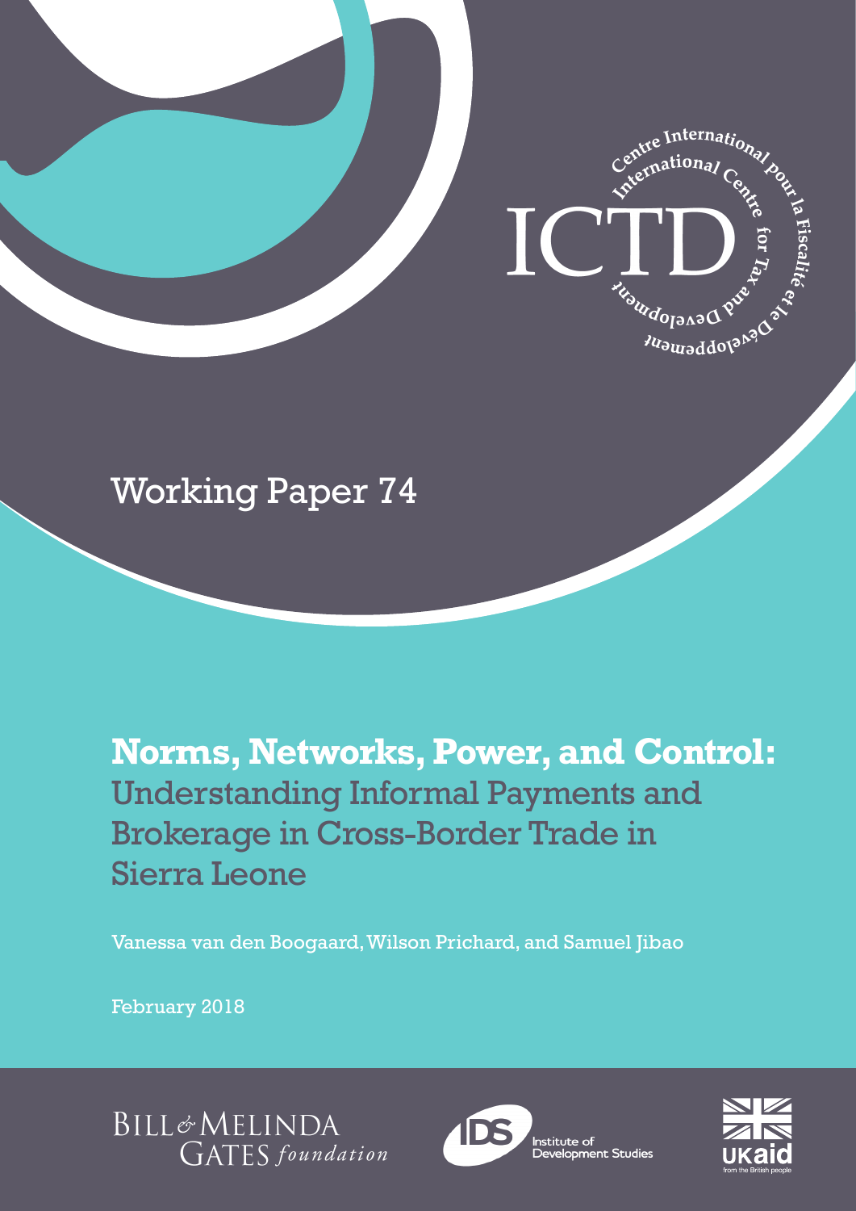ICTD

International Centre for Tax and Development

Centre International pour la Fiscalité et le Développement

Working Paper 74

# **Norms, Networks, Power, and Control:** Understanding Informal Payments and Brokerage in Cross-Border Trade in Sierra Leone

Vanessa van den Boogaard, Wilson Prichard, and Samuel Jibao

February 2018

Bill & Melinda Gates foundation

IDS Institute of Development Studies

UKaid from the British people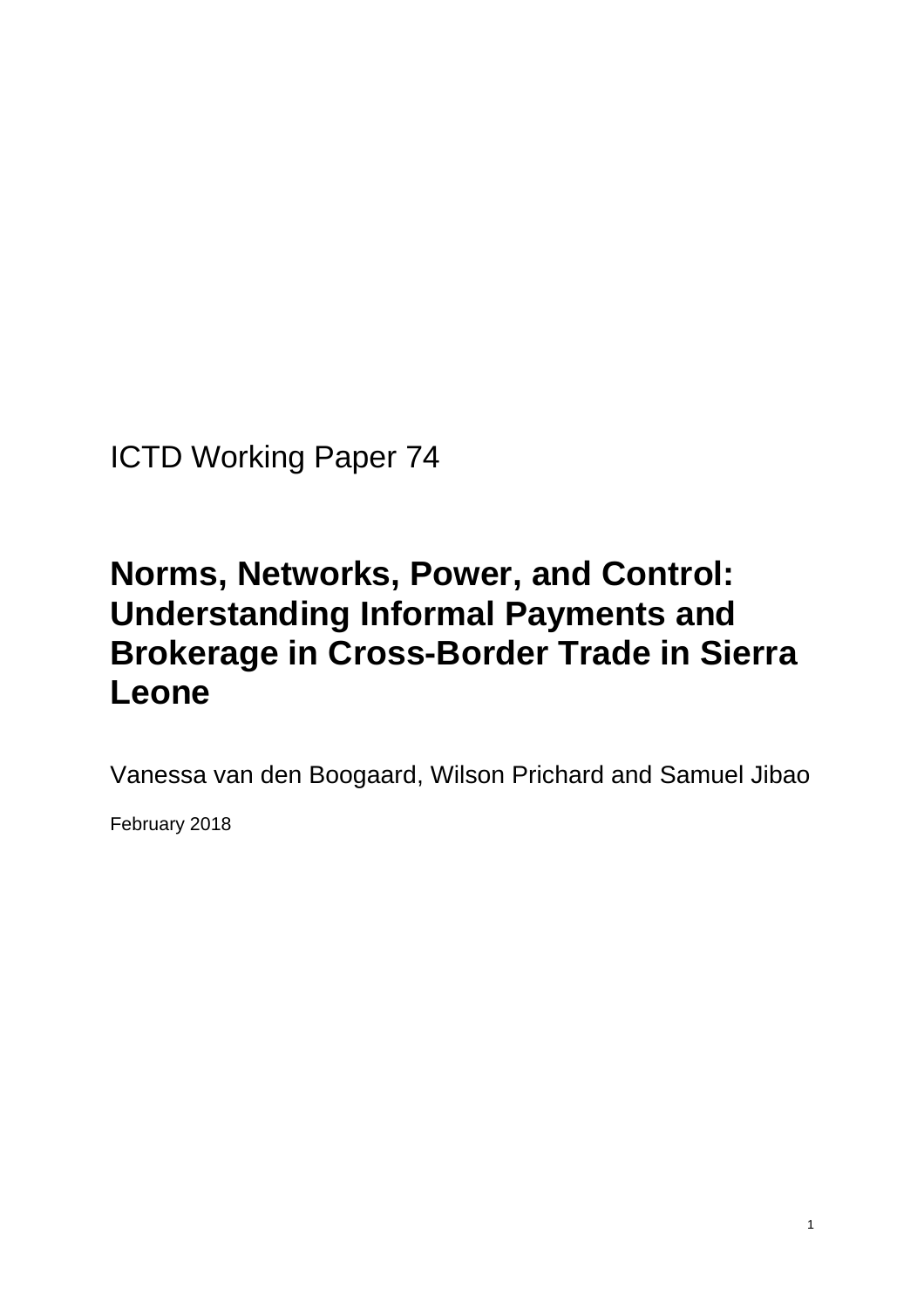ICTD Working Paper 74

# Norms, Networks, Power, and Control: Understanding Informal Payments and Brokerage in Cross-Border Trade in Sierra Leone

Vanessa van den Boogaard, Wilson Prichard and Samuel Jibao

February 2018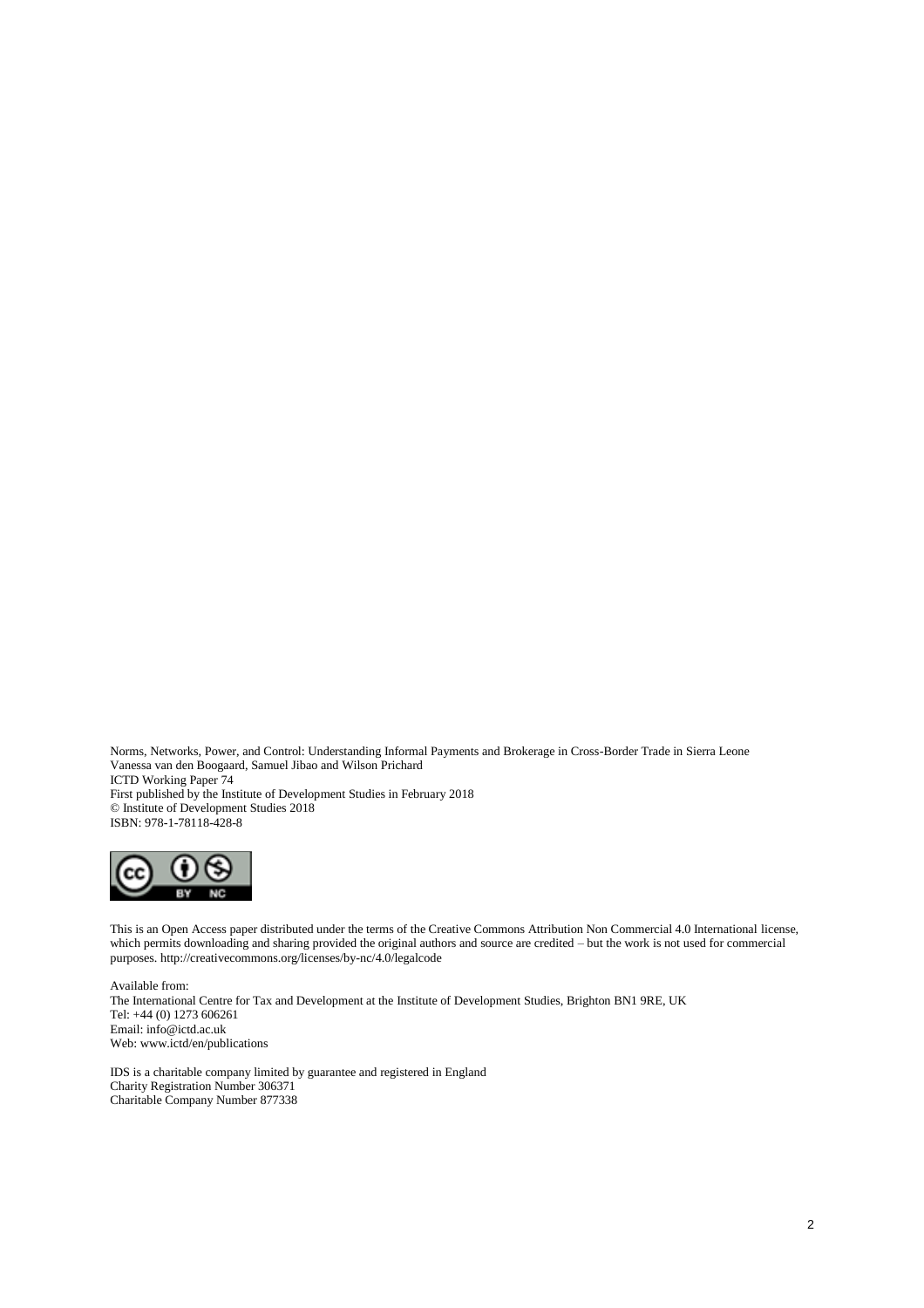Norms, Networks, Power, and Control: Understanding Informal Payments and Brokerage in Cross-Border Trade in Sierra Leone
Vanessa van den Boogaard, Samuel Jibao and Wilson Prichard
ICTD Working Paper 74
First published by the Institute of Development Studies in February 2018
© Institute of Development Studies 2018
ISBN: 978-1-78118-428-8

This is an Open Access paper distributed under the terms of the Creative Commons Attribution Non Commercial 4.0 International license, which permits downloading and sharing provided the original authors and source are credited – but the work is not used for commercial purposes. http://creativecommons.org/licenses/by-nc/4.0/legalcode

Available from:
The International Centre for Tax and Development at the Institute of Development Studies, Brighton BN1 9RE, UK
Tel: +44 (0) 1273 606261
Email: info@ictd.ac.uk
Web: www.ictd/en/publications

IDS is a charitable company limited by guarantee and registered in England
Charity Registration Number 306371
Charitable Company Number 877338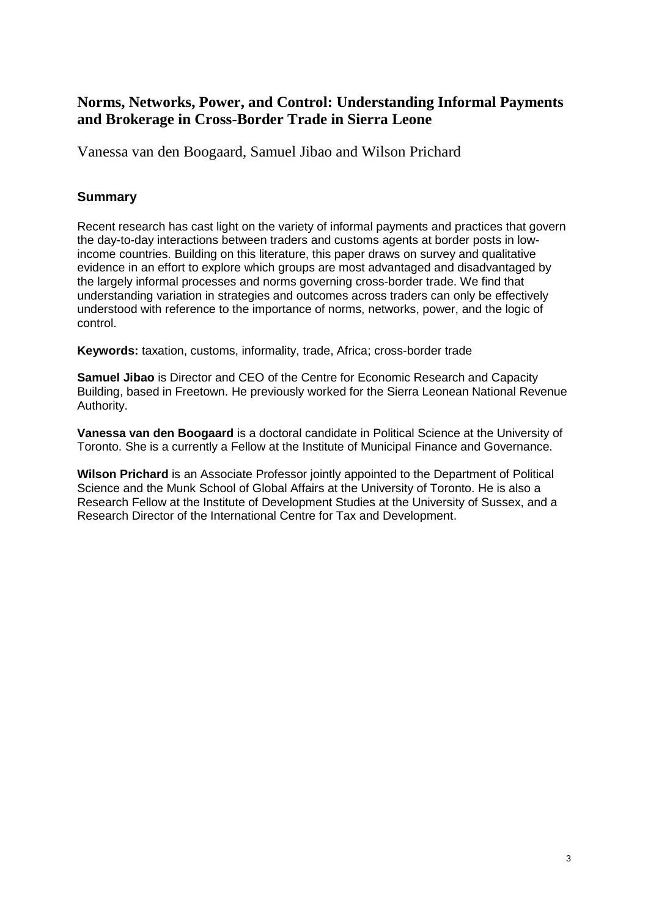# Norms, Networks, Power, and Control: Understanding Informal Payments and Brokerage in Cross-Border Trade in Sierra Leone

Vanessa van den Boogaard, Samuel Jibao and Wilson Prichard

## Summary

Recent research has cast light on the variety of informal payments and practices that govern the day-to-day interactions between traders and customs agents at border posts in low-income countries. Building on this literature, this paper draws on survey and qualitative evidence in an effort to explore which groups are most advantaged and disadvantaged by the largely informal processes and norms governing cross-border trade. We find that understanding variation in strategies and outcomes across traders can only be effectively understood with reference to the importance of norms, networks, power, and the logic of control.

**Keywords:** taxation, customs, informality, trade, Africa; cross-border trade

**Samuel Jibao** is Director and CEO of the Centre for Economic Research and Capacity Building, based in Freetown. He previously worked for the Sierra Leonean National Revenue Authority.

**Vanessa van den Boogaard** is a doctoral candidate in Political Science at the University of Toronto. She is a currently a Fellow at the Institute of Municipal Finance and Governance.

**Wilson Prichard** is an Associate Professor jointly appointed to the Department of Political Science and the Munk School of Global Affairs at the University of Toronto. He is also a Research Fellow at the Institute of Development Studies at the University of Sussex, and a Research Director of the International Centre for Tax and Development.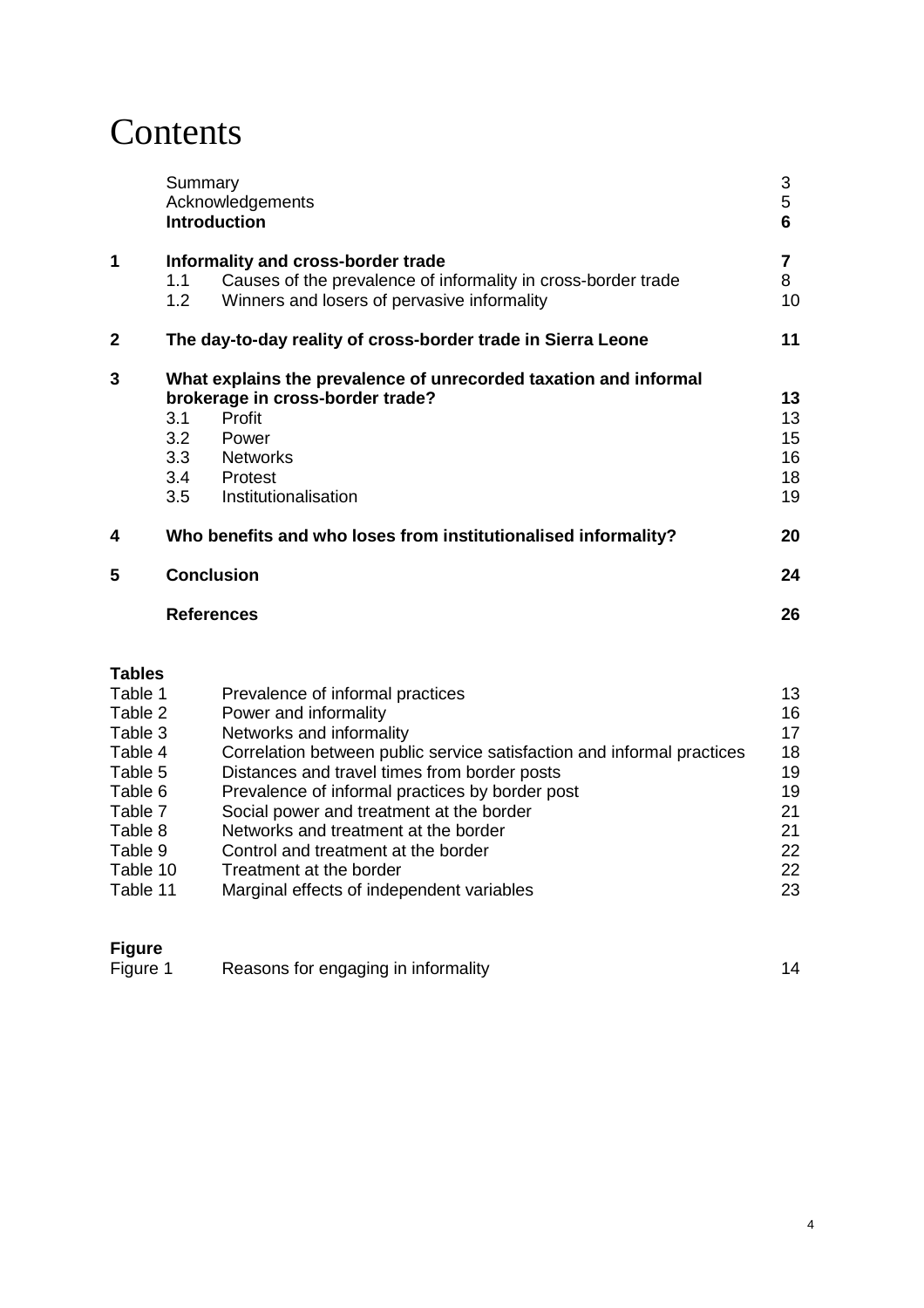# Contents

| | | | |
|---|---|---|---|
| | Summary | | 3 |
| | Acknowledgements | | 5 |
| | **Introduction** | | **6** |
| **1** | **Informality and cross-border trade** | | **7** |
| | 1.1 | Causes of the prevalence of informality in cross-border trade | 8 |
| | 1.2 | Winners and losers of pervasive informality | 10 |
| **2** | **The day-to-day reality of cross-border trade in Sierra Leone** | | **11** |
| **3** | **What explains the prevalence of unrecorded taxation and informal brokerage in cross-border trade?** | | **13** |
| | 3.1 | Profit | 13 |
| | 3.2 | Power | 15 |
| | 3.3 | Networks | 16 |
| | 3.4 | Protest | 18 |
| | 3.5 | Institutionalisation | 19 |
| **4** | **Who benefits and who loses from institutionalised informality?** | | **20** |
| **5** | **Conclusion** | | **24** |
| | **References** | | **26** |

**Tables**

| | | |
|---|---|---|
| Table 1 | Prevalence of informal practices | 13 |
| Table 2 | Power and informality | 16 |
| Table 3 | Networks and informality | 17 |
| Table 4 | Correlation between public service satisfaction and informal practices | 18 |
| Table 5 | Distances and travel times from border posts | 19 |
| Table 6 | Prevalence of informal practices by border post | 19 |
| Table 7 | Social power and treatment at the border | 21 |
| Table 8 | Networks and treatment at the border | 21 |
| Table 9 | Control and treatment at the border | 22 |
| Table 10 | Treatment at the border | 22 |
| Table 11 | Marginal effects of independent variables | 23 |

**Figure**

| | | |
|---|---|---|
| Figure 1 | Reasons for engaging in informality | 14 |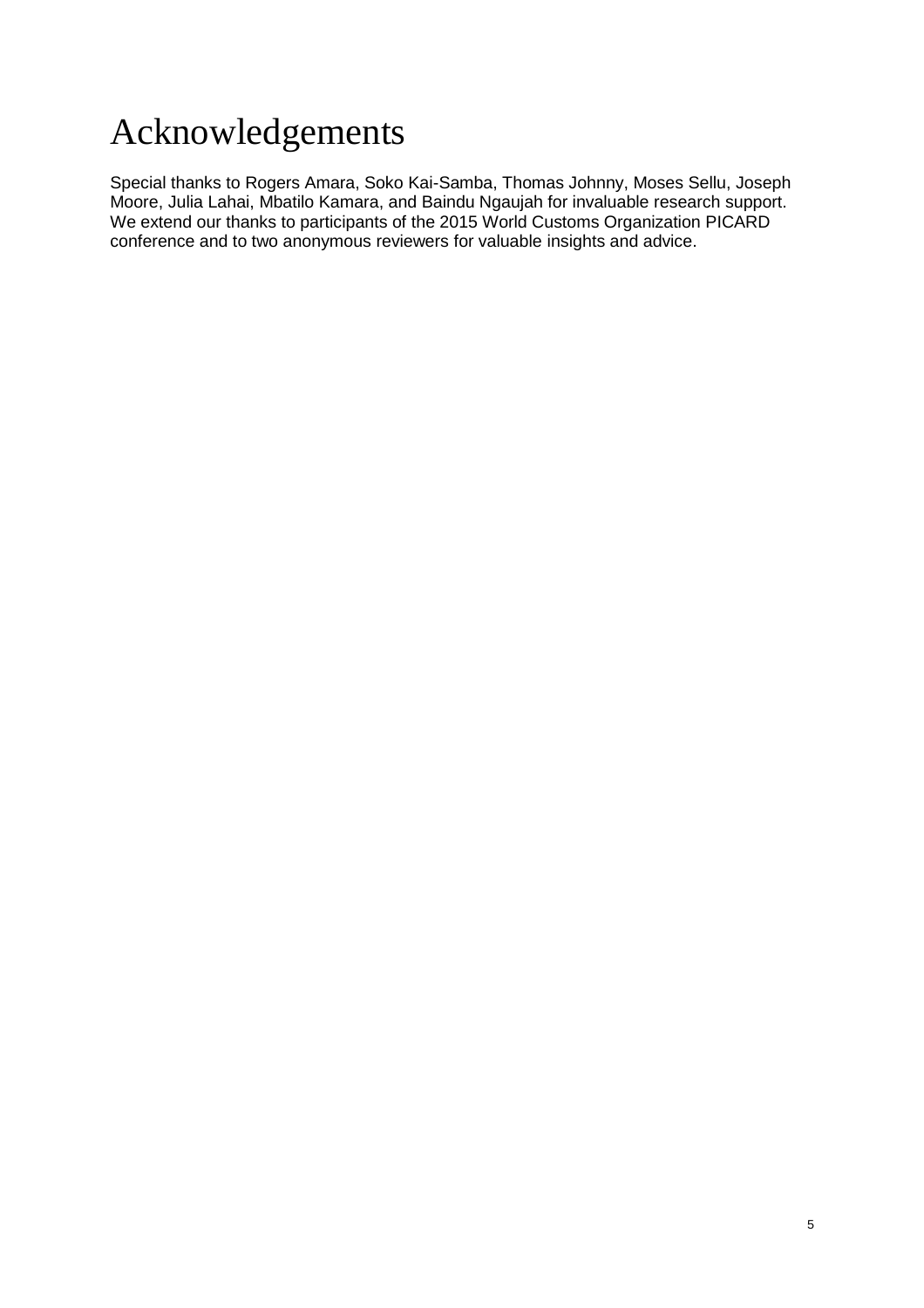# Acknowledgements

Special thanks to Rogers Amara, Soko Kai-Samba, Thomas Johnny, Moses Sellu, Joseph Moore, Julia Lahai, Mbatilo Kamara, and Baindu Ngaujah for invaluable research support. We extend our thanks to participants of the 2015 World Customs Organization PICARD conference and to two anonymous reviewers for valuable insights and advice.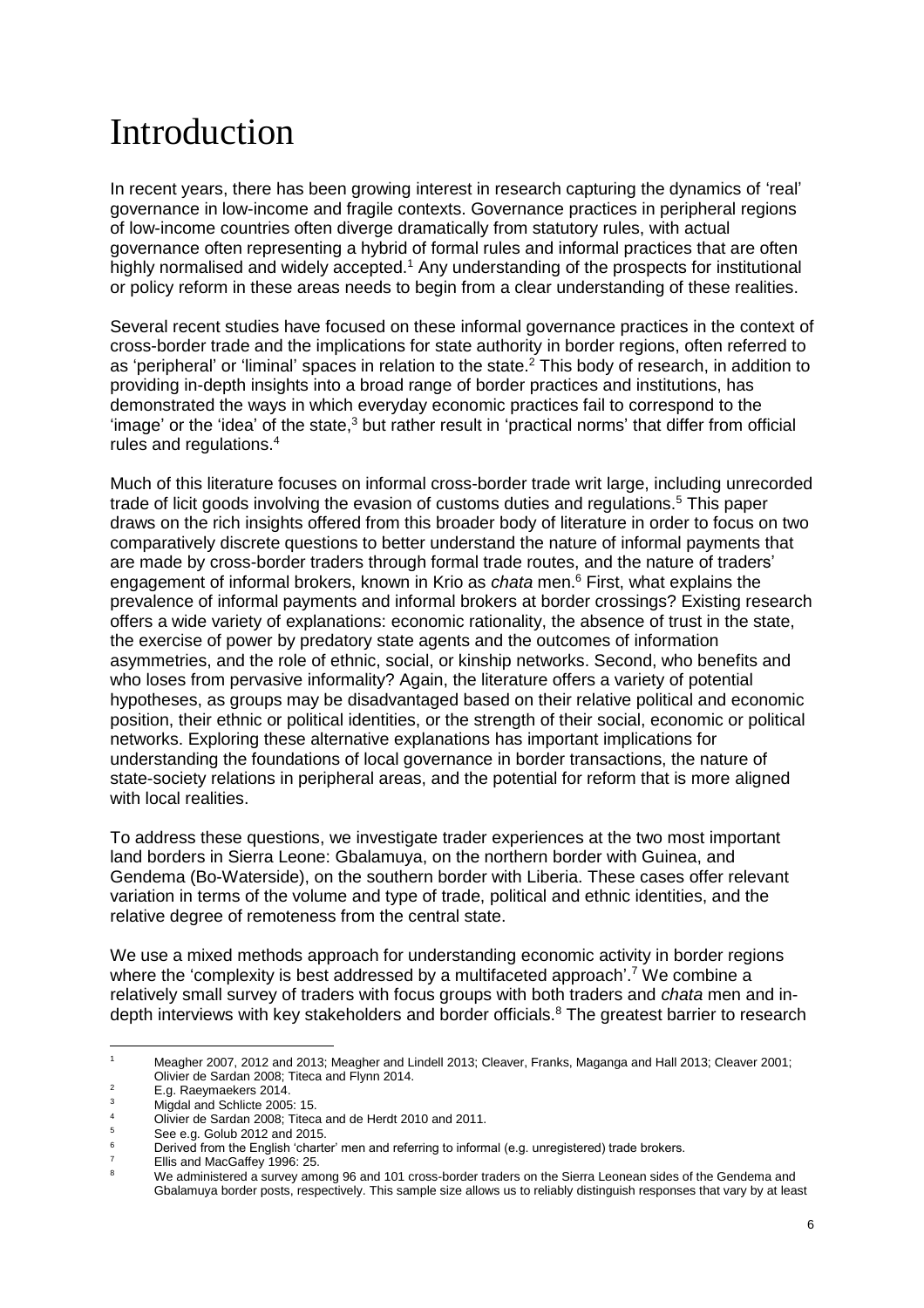# Introduction

In recent years, there has been growing interest in research capturing the dynamics of 'real' governance in low-income and fragile contexts. Governance practices in peripheral regions of low-income countries often diverge dramatically from statutory rules, with actual governance often representing a hybrid of formal rules and informal practices that are often highly normalised and widely accepted.[1] Any understanding of the prospects for institutional or policy reform in these areas needs to begin from a clear understanding of these realities.

Several recent studies have focused on these informal governance practices in the context of cross-border trade and the implications for state authority in border regions, often referred to as 'peripheral' or 'liminal' spaces in relation to the state.[2] This body of research, in addition to providing in-depth insights into a broad range of border practices and institutions, has demonstrated the ways in which everyday economic practices fail to correspond to the 'image' or the 'idea' of the state,[3] but rather result in 'practical norms' that differ from official rules and regulations.[4]

Much of this literature focuses on informal cross-border trade writ large, including unrecorded trade of licit goods involving the evasion of customs duties and regulations.[5] This paper draws on the rich insights offered from this broader body of literature in order to focus on two comparatively discrete questions to better understand the nature of informal payments that are made by cross-border traders through formal trade routes, and the nature of traders' engagement of informal brokers, known in Krio as *chata* men.[6] First, what explains the prevalence of informal payments and informal brokers at border crossings? Existing research offers a wide variety of explanations: economic rationality, the absence of trust in the state, the exercise of power by predatory state agents and the outcomes of information asymmetries, and the role of ethnic, social, or kinship networks. Second, who benefits and who loses from pervasive informality? Again, the literature offers a variety of potential hypotheses, as groups may be disadvantaged based on their relative political and economic position, their ethnic or political identities, or the strength of their social, economic or political networks. Exploring these alternative explanations has important implications for understanding the foundations of local governance in border transactions, the nature of state-society relations in peripheral areas, and the potential for reform that is more aligned with local realities.

To address these questions, we investigate trader experiences at the two most important land borders in Sierra Leone: Gbalamuya, on the northern border with Guinea, and Gendema (Bo-Waterside), on the southern border with Liberia. These cases offer relevant variation in terms of the volume and type of trade, political and ethnic identities, and the relative degree of remoteness from the central state.

We use a mixed methods approach for understanding economic activity in border regions where the 'complexity is best addressed by a multifaceted approach'.[7] We combine a relatively small survey of traders with focus groups with both traders and *chata* men and in-depth interviews with key stakeholders and border officials.[8] The greatest barrier to research

---

[1] Meagher 2007, 2012 and 2013; Meagher and Lindell 2013; Cleaver, Franks, Maganga and Hall 2013; Cleaver 2001; Olivier de Sardan 2008; Titeca and Flynn 2014.

[2] E.g. Raeymaekers 2014.

[3] Migdal and Schlicte 2005: 15.

[4] Olivier de Sardan 2008; Titeca and de Herdt 2010 and 2011.

[5] See e.g. Golub 2012 and 2015.

[6] Derived from the English 'charter' men and referring to informal (e.g. unregistered) trade brokers.

[7] Ellis and MacGaffey 1996: 25.

[8] We administered a survey among 96 and 101 cross-border traders on the Sierra Leonean sides of the Gendema and Gbalamuya border posts, respectively. This sample size allows us to reliably distinguish responses that vary by at least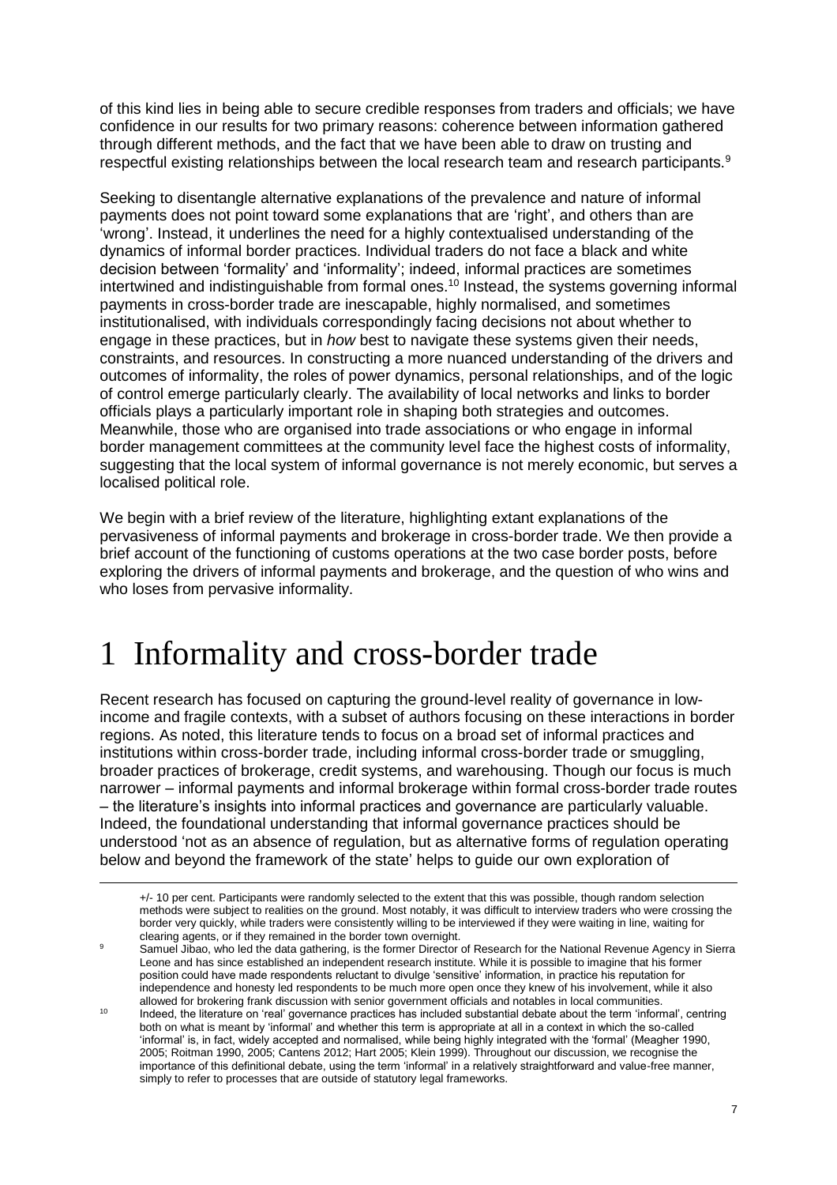of this kind lies in being able to secure credible responses from traders and officials; we have confidence in our results for two primary reasons: coherence between information gathered through different methods, and the fact that we have been able to draw on trusting and respectful existing relationships between the local research team and research participants.[9]

Seeking to disentangle alternative explanations of the prevalence and nature of informal payments does not point toward some explanations that are 'right', and others than are 'wrong'. Instead, it underlines the need for a highly contextualised understanding of the dynamics of informal border practices. Individual traders do not face a black and white decision between 'formality' and 'informality'; indeed, informal practices are sometimes intertwined and indistinguishable from formal ones.[10] Instead, the systems governing informal payments in cross-border trade are inescapable, highly normalised, and sometimes institutionalised, with individuals correspondingly facing decisions not about whether to engage in these practices, but in *how* best to navigate these systems given their needs, constraints, and resources. In constructing a more nuanced understanding of the drivers and outcomes of informality, the roles of power dynamics, personal relationships, and of the logic of control emerge particularly clearly. The availability of local networks and links to border officials plays a particularly important role in shaping both strategies and outcomes. Meanwhile, those who are organised into trade associations or who engage in informal border management committees at the community level face the highest costs of informality, suggesting that the local system of informal governance is not merely economic, but serves a localised political role.

We begin with a brief review of the literature, highlighting extant explanations of the pervasiveness of informal payments and brokerage in cross-border trade. We then provide a brief account of the functioning of customs operations at the two case border posts, before exploring the drivers of informal payments and brokerage, and the question of who wins and who loses from pervasive informality.

# 1 Informality and cross-border trade

Recent research has focused on capturing the ground-level reality of governance in low-income and fragile contexts, with a subset of authors focusing on these interactions in border regions. As noted, this literature tends to focus on a broad set of informal practices and institutions within cross-border trade, including informal cross-border trade or smuggling, broader practices of brokerage, credit systems, and warehousing. Though our focus is much narrower – informal payments and informal brokerage within formal cross-border trade routes – the literature's insights into informal practices and governance are particularly valuable. Indeed, the foundational understanding that informal governance practices should be understood 'not as an absence of regulation, but as alternative forms of regulation operating below and beyond the framework of the state' helps to guide our own exploration of

+/- 10 per cent. Participants were randomly selected to the extent that this was possible, though random selection methods were subject to realities on the ground. Most notably, it was difficult to interview traders who were crossing the border very quickly, while traders were consistently willing to be interviewed if they were waiting in line, waiting for clearing agents, or if they remained in the border town overnight.

[9] Samuel Jibao, who led the data gathering, is the former Director of Research for the National Revenue Agency in Sierra Leone and has since established an independent research institute. While it is possible to imagine that his former position could have made respondents reluctant to divulge 'sensitive' information, in practice his reputation for independence and honesty led respondents to be much more open once they knew of his involvement, while it also allowed for brokering frank discussion with senior government officials and notables in local communities.

[10] Indeed, the literature on 'real' governance practices has included substantial debate about the term 'informal', centring both on what is meant by 'informal' and whether this term is appropriate at all in a context in which the so-called 'informal' is, in fact, widely accepted and normalised, while being highly integrated with the 'formal' (Meagher 1990, 2005; Roitman 1990, 2005; Cantens 2012; Hart 2005; Klein 1999). Throughout our discussion, we recognise the importance of this definitional debate, using the term 'informal' in a relatively straightforward and value-free manner, simply to refer to processes that are outside of statutory legal frameworks.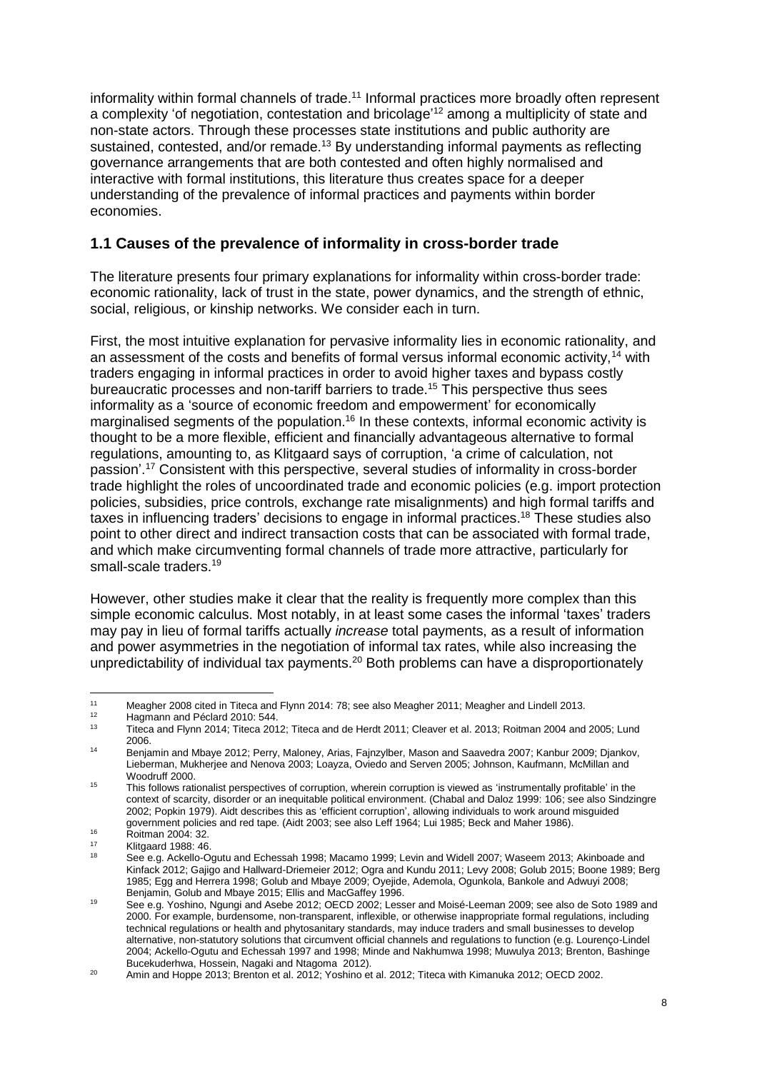informality within formal channels of trade.[11] Informal practices more broadly often represent a complexity 'of negotiation, contestation and bricolage'[12] among a multiplicity of state and non-state actors. Through these processes state institutions and public authority are sustained, contested, and/or remade.[13] By understanding informal payments as reflecting governance arrangements that are both contested and often highly normalised and interactive with formal institutions, this literature thus creates space for a deeper understanding of the prevalence of informal practices and payments within border economies.

### 1.1 Causes of the prevalence of informality in cross-border trade

The literature presents four primary explanations for informality within cross-border trade: economic rationality, lack of trust in the state, power dynamics, and the strength of ethnic, social, religious, or kinship networks. We consider each in turn.

First, the most intuitive explanation for pervasive informality lies in economic rationality, and an assessment of the costs and benefits of formal versus informal economic activity,[14] with traders engaging in informal practices in order to avoid higher taxes and bypass costly bureaucratic processes and non-tariff barriers to trade.[15] This perspective thus sees informality as a 'source of economic freedom and empowerment' for economically marginalised segments of the population.[16] In these contexts, informal economic activity is thought to be a more flexible, efficient and financially advantageous alternative to formal regulations, amounting to, as Klitgaard says of corruption, 'a crime of calculation, not passion'.[17] Consistent with this perspective, several studies of informality in cross-border trade highlight the roles of uncoordinated trade and economic policies (e.g. import protection policies, subsidies, price controls, exchange rate misalignments) and high formal tariffs and taxes in influencing traders' decisions to engage in informal practices.[18] These studies also point to other direct and indirect transaction costs that can be associated with formal trade, and which make circumventing formal channels of trade more attractive, particularly for small-scale traders.[19]

However, other studies make it clear that the reality is frequently more complex than this simple economic calculus. Most notably, in at least some cases the informal 'taxes' traders may pay in lieu of formal tariffs actually *increase* total payments, as a result of information and power asymmetries in the negotiation of informal tax rates, while also increasing the unpredictability of individual tax payments.[20] Both problems can have a disproportionately

---

[11] Meagher 2008 cited in Titeca and Flynn 2014: 78; see also Meagher 2011; Meagher and Lindell 2013.

[12] Hagmann and Péclard 2010: 544.

[13] Titeca and Flynn 2014; Titeca 2012; Titeca and de Herdt 2011; Cleaver et al. 2013; Roitman 2004 and 2005; Lund 2006.

[14] Benjamin and Mbaye 2012; Perry, Maloney, Arias, Fajnzylber, Mason and Saavedra 2007; Kanbur 2009; Djankov, Lieberman, Mukherjee and Nenova 2003; Loayza, Oviedo and Serven 2005; Johnson, Kaufmann, McMillan and Woodruff 2000.

[15] This follows rationalist perspectives of corruption, wherein corruption is viewed as 'instrumentally profitable' in the context of scarcity, disorder or an inequitable political environment. (Chabal and Daloz 1999: 106; see also Sindzingre 2002; Popkin 1979). Aidt describes this as 'efficient corruption', allowing individuals to work around misguided government policies and red tape. (Aidt 2003; see also Leff 1964; Lui 1985; Beck and Maher 1986).

[16] Roitman 2004: 32.

[17] Klitgaard 1988: 46.

[18] See e.g. Ackello-Ogutu and Echessah 1998; Macamo 1999; Levin and Widell 2007; Waseem 2013; Akinboade and Kinfack 2012; Gajigo and Hallward-Driemeier 2012; Ogra and Kundu 2011; Levy 2008; Golub 2015; Boone 1989; Berg 1985; Egg and Herrera 1998; Golub and Mbaye 2009; Oyejide, Ademola, Ogunkola, Bankole and Adwuyi 2008; Benjamin, Golub and Mbaye 2015; Ellis and MacGaffey 1996.

[19] See e.g. Yoshino, Ngungi and Asebe 2012; OECD 2002; Lesser and Moisé-Leeman 2009; see also de Soto 1989 and 2000. For example, burdensome, non-transparent, inflexible, or otherwise inappropriate formal regulations, including technical regulations or health and phytosanitary standards, may induce traders and small businesses to develop alternative, non-statutory solutions that circumvent official channels and regulations to function (e.g. Lourenço-Lindel 2004; Ackello-Ogutu and Echessah 1997 and 1998; Minde and Nakhumwa 1998; Muwulya 2013; Brenton, Bashinge Bucekuderhwa, Hossein, Nagaki and Ntagoma 2012).

[20] Amin and Hoppe 2013; Brenton et al. 2012; Yoshino et al. 2012; Titeca with Kimanuka 2012; OECD 2002.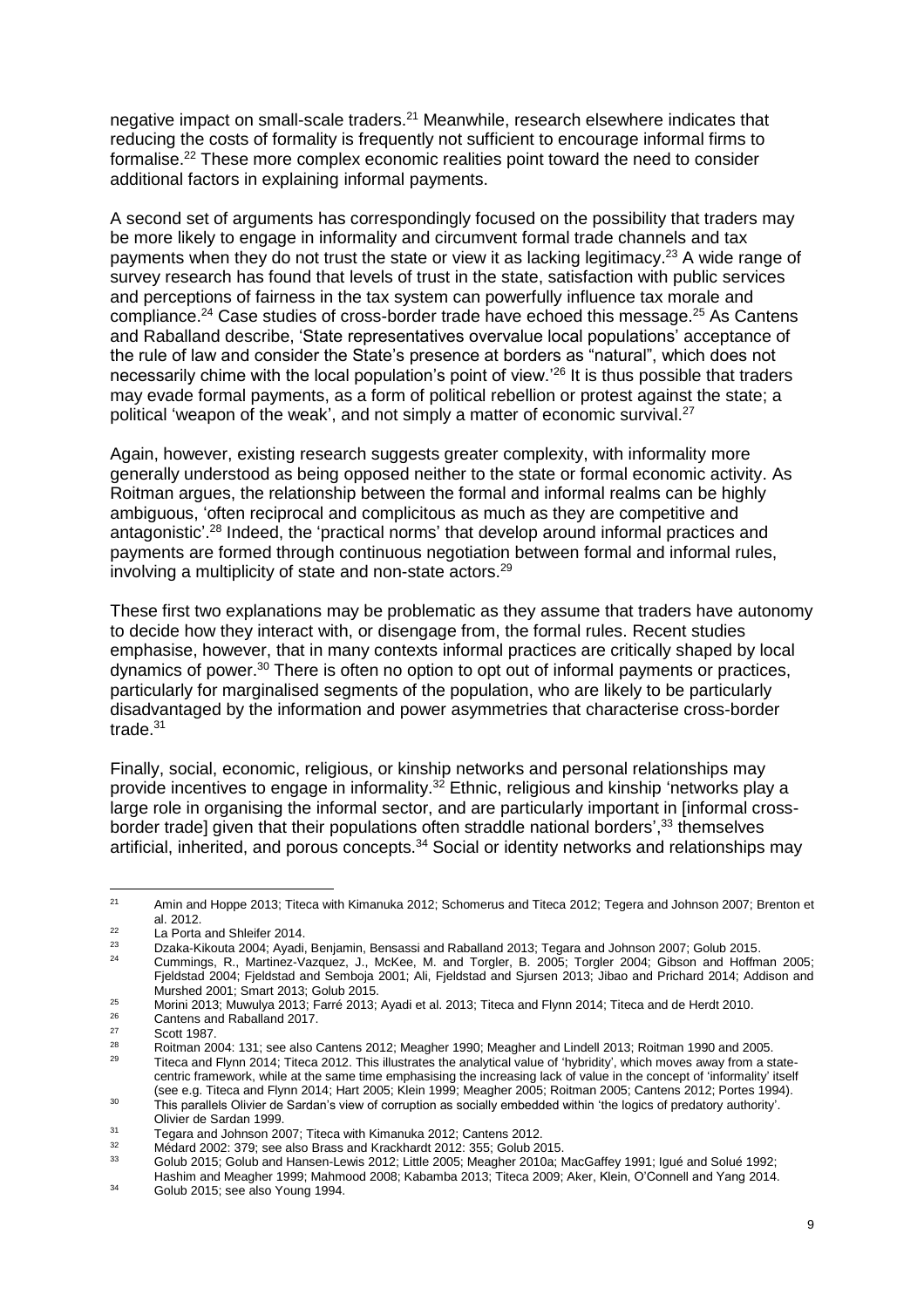negative impact on small-scale traders.[21] Meanwhile, research elsewhere indicates that reducing the costs of formality is frequently not sufficient to encourage informal firms to formalise.[22] These more complex economic realities point toward the need to consider additional factors in explaining informal payments.

A second set of arguments has correspondingly focused on the possibility that traders may be more likely to engage in informality and circumvent formal trade channels and tax payments when they do not trust the state or view it as lacking legitimacy.[23] A wide range of survey research has found that levels of trust in the state, satisfaction with public services and perceptions of fairness in the tax system can powerfully influence tax morale and compliance.[24] Case studies of cross-border trade have echoed this message.[25] As Cantens and Raballand describe, 'State representatives overvalue local populations' acceptance of the rule of law and consider the State's presence at borders as "natural", which does not necessarily chime with the local population's point of view.'[26] It is thus possible that traders may evade formal payments, as a form of political rebellion or protest against the state; a political 'weapon of the weak', and not simply a matter of economic survival.[27]

Again, however, existing research suggests greater complexity, with informality more generally understood as being opposed neither to the state or formal economic activity. As Roitman argues, the relationship between the formal and informal realms can be highly ambiguous, 'often reciprocal and complicitous as much as they are competitive and antagonistic'.[28] Indeed, the 'practical norms' that develop around informal practices and payments are formed through continuous negotiation between formal and informal rules, involving a multiplicity of state and non-state actors.[29]

These first two explanations may be problematic as they assume that traders have autonomy to decide how they interact with, or disengage from, the formal rules. Recent studies emphasise, however, that in many contexts informal practices are critically shaped by local dynamics of power.[30] There is often no option to opt out of informal payments or practices, particularly for marginalised segments of the population, who are likely to be particularly disadvantaged by the information and power asymmetries that characterise cross-border trade.[31]

Finally, social, economic, religious, or kinship networks and personal relationships may provide incentives to engage in informality.[32] Ethnic, religious and kinship 'networks play a large role in organising the informal sector, and are particularly important in [informal cross-border trade] given that their populations often straddle national borders',[33] themselves artificial, inherited, and porous concepts.[34] Social or identity networks and relationships may

---

[21] Amin and Hoppe 2013; Titeca with Kimanuka 2012; Schomerus and Titeca 2012; Tegera and Johnson 2007; Brenton et al. 2012.

[22] La Porta and Shleifer 2014.

[23] Dzaka-Kikouta 2004; Ayadi, Benjamin, Bensassi and Raballand 2013; Tegara and Johnson 2007; Golub 2015.

[24] Cummings, R., Martinez-Vazquez, J., McKee, M. and Torgler, B. 2005; Torgler 2004; Gibson and Hoffman 2005; Fjeldstad 2004; Fjeldstad and Semboja 2001; Ali, Fjeldstad and Sjursen 2013; Jibao and Prichard 2014; Addison and Murshed 2001; Smart 2013; Golub 2015.

[25] Morini 2013; Muwulya 2013; Farré 2013; Ayadi et al. 2013; Titeca and Flynn 2014; Titeca and de Herdt 2010.

[26] Cantens and Raballand 2017.

[27] Scott 1987.

[28] Roitman 2004: 131; see also Cantens 2012; Meagher 1990; Meagher and Lindell 2013; Roitman 1990 and 2005.

[29] Titeca and Flynn 2014; Titeca 2012. This illustrates the analytical value of 'hybridity', which moves away from a state-centric framework, while at the same time emphasising the increasing lack of value in the concept of 'informality' itself (see e.g. Titeca and Flynn 2014; Hart 2005; Klein 1999; Meagher 2005; Roitman 2005; Cantens 2012; Portes 1994).

[30] This parallels Olivier de Sardan's view of corruption as socially embedded within 'the logics of predatory authority'. Olivier de Sardan 1999.

[31] Tegara and Johnson 2007; Titeca with Kimanuka 2012; Cantens 2012.

[32] Médard 2002: 379; see also Brass and Krackhardt 2012: 355; Golub 2015.

[33] Golub 2015; Golub and Hansen-Lewis 2012; Little 2005; Meagher 2010a; MacGaffey 1991; Igué and Solué 1992; Hashim and Meagher 1999; Mahmood 2008; Kabamba 2013; Titeca 2009; Aker, Klein, O'Connell and Yang 2014.

[34] Golub 2015; see also Young 1994.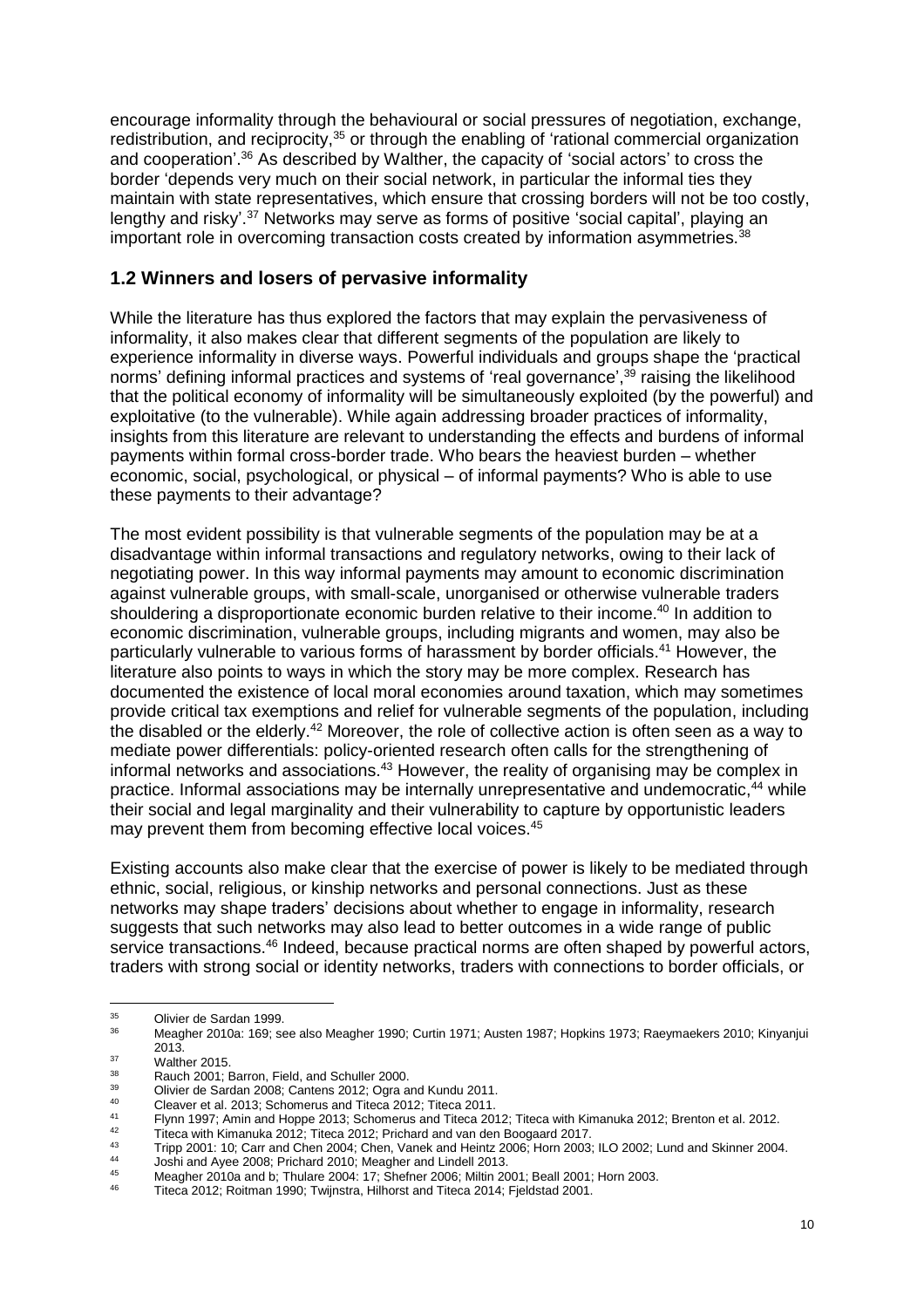encourage informality through the behavioural or social pressures of negotiation, exchange, redistribution, and reciprocity,[35] or through the enabling of 'rational commercial organization and cooperation'.[36] As described by Walther, the capacity of 'social actors' to cross the border 'depends very much on their social network, in particular the informal ties they maintain with state representatives, which ensure that crossing borders will not be too costly, lengthy and risky'.[37] Networks may serve as forms of positive 'social capital', playing an important role in overcoming transaction costs created by information asymmetries.[38]

## 1.2 Winners and losers of pervasive informality

While the literature has thus explored the factors that may explain the pervasiveness of informality, it also makes clear that different segments of the population are likely to experience informality in diverse ways. Powerful individuals and groups shape the 'practical norms' defining informal practices and systems of 'real governance',[39] raising the likelihood that the political economy of informality will be simultaneously exploited (by the powerful) and exploitative (to the vulnerable). While again addressing broader practices of informality, insights from this literature are relevant to understanding the effects and burdens of informal payments within formal cross-border trade. Who bears the heaviest burden – whether economic, social, psychological, or physical – of informal payments? Who is able to use these payments to their advantage?

The most evident possibility is that vulnerable segments of the population may be at a disadvantage within informal transactions and regulatory networks, owing to their lack of negotiating power. In this way informal payments may amount to economic discrimination against vulnerable groups, with small-scale, unorganised or otherwise vulnerable traders shouldering a disproportionate economic burden relative to their income.[40] In addition to economic discrimination, vulnerable groups, including migrants and women, may also be particularly vulnerable to various forms of harassment by border officials.[41] However, the literature also points to ways in which the story may be more complex. Research has documented the existence of local moral economies around taxation, which may sometimes provide critical tax exemptions and relief for vulnerable segments of the population, including the disabled or the elderly.[42] Moreover, the role of collective action is often seen as a way to mediate power differentials: policy-oriented research often calls for the strengthening of informal networks and associations.[43] However, the reality of organising may be complex in practice. Informal associations may be internally unrepresentative and undemocratic,[44] while their social and legal marginality and their vulnerability to capture by opportunistic leaders may prevent them from becoming effective local voices.[45]

Existing accounts also make clear that the exercise of power is likely to be mediated through ethnic, social, religious, or kinship networks and personal connections. Just as these networks may shape traders' decisions about whether to engage in informality, research suggests that such networks may also lead to better outcomes in a wide range of public service transactions.[46] Indeed, because practical norms are often shaped by powerful actors, traders with strong social or identity networks, traders with connections to border officials, or

---

[35] Olivier de Sardan 1999.

[36] Meagher 2010a: 169; see also Meagher 1990; Curtin 1971; Austen 1987; Hopkins 1973; Raeymaekers 2010; Kinyanjui 2013.

[37] Walther 2015.

[38] Rauch 2001; Barron, Field, and Schuller 2000.

[39] Olivier de Sardan 2008; Cantens 2012; Ogra and Kundu 2011.

[40] Cleaver et al. 2013; Schomerus and Titeca 2012; Titeca 2011.

[41] Flynn 1997; Amin and Hoppe 2013; Schomerus and Titeca 2012; Titeca with Kimanuka 2012; Brenton et al. 2012.

[42] Titeca with Kimanuka 2012; Titeca 2012; Prichard and van den Boogaard 2017.

[43] Tripp 2001: 10; Carr and Chen 2004; Chen, Vanek and Heintz 2006; Horn 2003; ILO 2002; Lund and Skinner 2004.

[44] Joshi and Ayee 2008; Prichard 2010; Meagher and Lindell 2013.

[45] Meagher 2010a and b; Thulare 2004: 17; Shefner 2006; Miltin 2001; Beall 2001; Horn 2003.

[46] Titeca 2012; Roitman 1990; Twijnstra, Hilhorst and Titeca 2014; Fjeldstad 2001.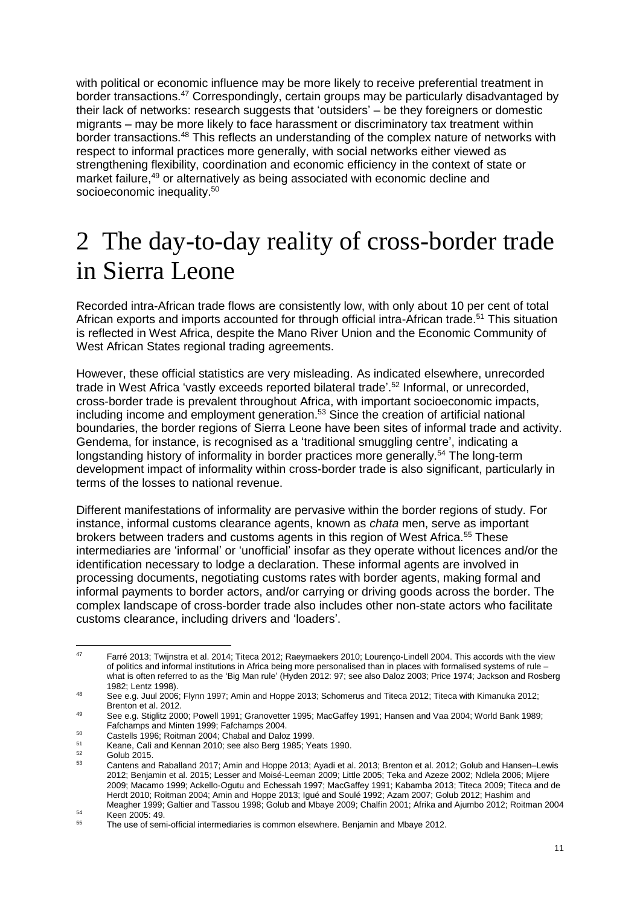with political or economic influence may be more likely to receive preferential treatment in border transactions.[47] Correspondingly, certain groups may be particularly disadvantaged by their lack of networks: research suggests that 'outsiders' – be they foreigners or domestic migrants – may be more likely to face harassment or discriminatory tax treatment within border transactions.[48] This reflects an understanding of the complex nature of networks with respect to informal practices more generally, with social networks either viewed as strengthening flexibility, coordination and economic efficiency in the context of state or market failure,[49] or alternatively as being associated with economic decline and socioeconomic inequality.[50]

# 2 The day-to-day reality of cross-border trade in Sierra Leone

Recorded intra-African trade flows are consistently low, with only about 10 per cent of total African exports and imports accounted for through official intra-African trade.[51] This situation is reflected in West Africa, despite the Mano River Union and the Economic Community of West African States regional trading agreements.

However, these official statistics are very misleading. As indicated elsewhere, unrecorded trade in West Africa 'vastly exceeds reported bilateral trade'.[52] Informal, or unrecorded, cross-border trade is prevalent throughout Africa, with important socioeconomic impacts, including income and employment generation.[53] Since the creation of artificial national boundaries, the border regions of Sierra Leone have been sites of informal trade and activity. Gendema, for instance, is recognised as a 'traditional smuggling centre', indicating a longstanding history of informality in border practices more generally.[54] The long-term development impact of informality within cross-border trade is also significant, particularly in terms of the losses to national revenue.

Different manifestations of informality are pervasive within the border regions of study. For instance, informal customs clearance agents, known as *chata* men, serve as important brokers between traders and customs agents in this region of West Africa.[55] These intermediaries are 'informal' or 'unofficial' insofar as they operate without licences and/or the identification necessary to lodge a declaration. These informal agents are involved in processing documents, negotiating customs rates with border agents, making formal and informal payments to border actors, and/or carrying or driving goods across the border. The complex landscape of cross-border trade also includes other non-state actors who facilitate customs clearance, including drivers and 'loaders'.

---

47 Farré 2013; Twijnstra et al. 2014; Titeca 2012; Raeymaekers 2010; Lourenço-Lindell 2004. This accords with the view of politics and informal institutions in Africa being more personalised than in places with formalised systems of rule – what is often referred to as the 'Big Man rule' (Hyden 2012: 97; see also Daloz 2003; Price 1974; Jackson and Rosberg 1982; Lentz 1998).

48 See e.g. Juul 2006; Flynn 1997; Amin and Hoppe 2013; Schomerus and Titeca 2012; Titeca with Kimanuka 2012; Brenton et al. 2012.

49 See e.g. Stiglitz 2000; Powell 1991; Granovetter 1995; MacGaffey 1991; Hansen and Vaa 2004; World Bank 1989; Fafchamps and Minten 1999; Fafchamps 2004.

50 Castells 1996; Roitman 2004; Chabal and Daloz 1999.

51 Keane, Calì and Kennan 2010; see also Berg 1985; Yeats 1990.

52 Golub 2015.

53 Cantens and Raballand 2017; Amin and Hoppe 2013; Ayadi et al. 2013; Brenton et al. 2012; Golub and Hansen–Lewis 2012; Benjamin et al. 2015; Lesser and Moisé-Leeman 2009; Little 2005; Teka and Azeze 2002; Ndlela 2006; Mijere 2009; Macamo 1999; Ackello-Ogutu and Echessah 1997; MacGaffey 1991; Kabamba 2013; Titeca 2009; Titeca and de Herdt 2010; Roitman 2004; Amin and Hoppe 2013; Igué and Soulé 1992; Azam 2007; Golub 2012; Hashim and Meagher 1999; Galtier and Tassou 1998; Golub and Mbaye 2009; Chalfin 2001; Afrika and Ajumbo 2012; Roitman 2004

54 Keen 2005: 49.

55 The use of semi-official intermediaries is common elsewhere. Benjamin and Mbaye 2012.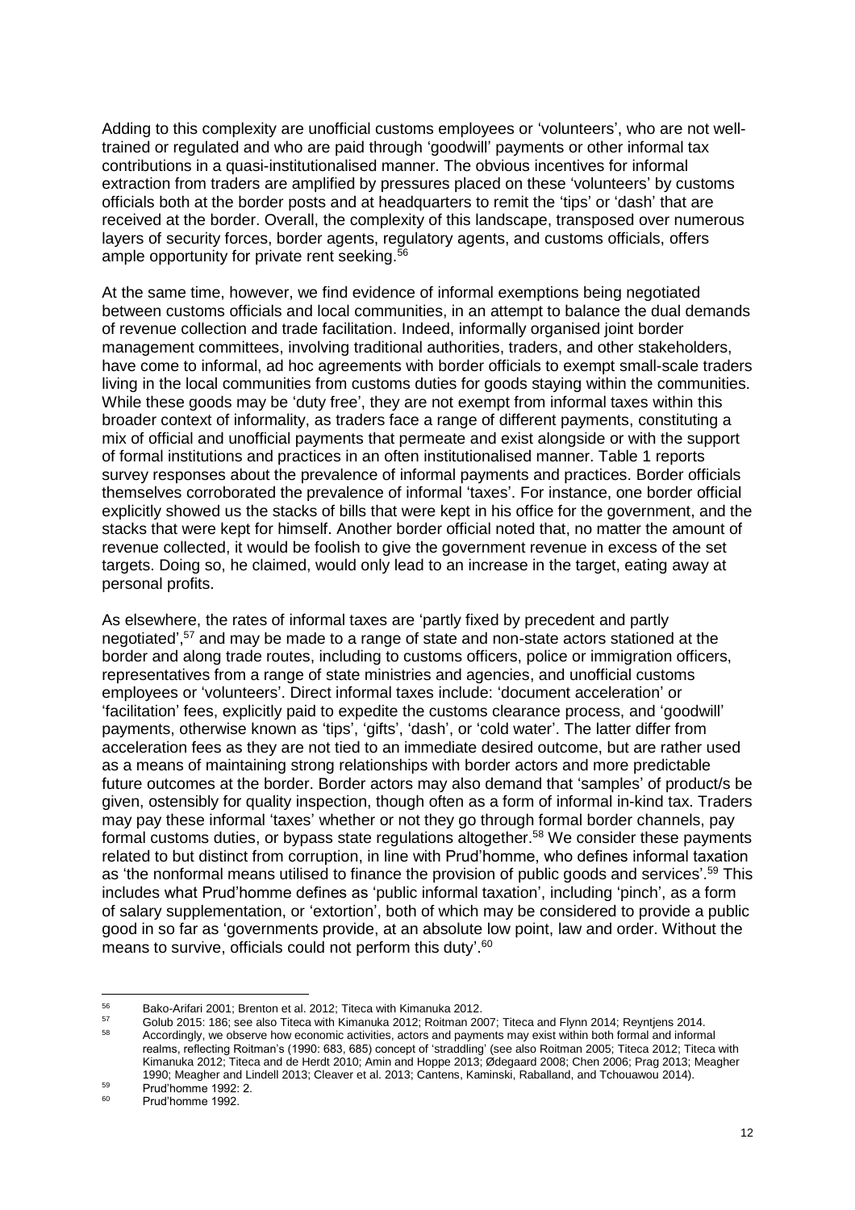Adding to this complexity are unofficial customs employees or 'volunteers', who are not well-trained or regulated and who are paid through 'goodwill' payments or other informal tax contributions in a quasi-institutionalised manner. The obvious incentives for informal extraction from traders are amplified by pressures placed on these 'volunteers' by customs officials both at the border posts and at headquarters to remit the 'tips' or 'dash' that are received at the border. Overall, the complexity of this landscape, transposed over numerous layers of security forces, border agents, regulatory agents, and customs officials, offers ample opportunity for private rent seeking.[56]

At the same time, however, we find evidence of informal exemptions being negotiated between customs officials and local communities, in an attempt to balance the dual demands of revenue collection and trade facilitation. Indeed, informally organised joint border management committees, involving traditional authorities, traders, and other stakeholders, have come to informal, ad hoc agreements with border officials to exempt small-scale traders living in the local communities from customs duties for goods staying within the communities. While these goods may be 'duty free', they are not exempt from informal taxes within this broader context of informality, as traders face a range of different payments, constituting a mix of official and unofficial payments that permeate and exist alongside or with the support of formal institutions and practices in an often institutionalised manner. Table 1 reports survey responses about the prevalence of informal payments and practices. Border officials themselves corroborated the prevalence of informal 'taxes'. For instance, one border official explicitly showed us the stacks of bills that were kept in his office for the government, and the stacks that were kept for himself. Another border official noted that, no matter the amount of revenue collected, it would be foolish to give the government revenue in excess of the set targets. Doing so, he claimed, would only lead to an increase in the target, eating away at personal profits.

As elsewhere, the rates of informal taxes are 'partly fixed by precedent and partly negotiated',[57] and may be made to a range of state and non-state actors stationed at the border and along trade routes, including to customs officers, police or immigration officers, representatives from a range of state ministries and agencies, and unofficial customs employees or 'volunteers'. Direct informal taxes include: 'document acceleration' or 'facilitation' fees, explicitly paid to expedite the customs clearance process, and 'goodwill' payments, otherwise known as 'tips', 'gifts', 'dash', or 'cold water'. The latter differ from acceleration fees as they are not tied to an immediate desired outcome, but are rather used as a means of maintaining strong relationships with border actors and more predictable future outcomes at the border. Border actors may also demand that 'samples' of product/s be given, ostensibly for quality inspection, though often as a form of informal in-kind tax. Traders may pay these informal 'taxes' whether or not they go through formal border channels, pay formal customs duties, or bypass state regulations altogether.[58] We consider these payments related to but distinct from corruption, in line with Prud'homme, who defines informal taxation as 'the nonformal means utilised to finance the provision of public goods and services'.[59] This includes what Prud'homme defines as 'public informal taxation', including 'pinch', as a form of salary supplementation, or 'extortion', both of which may be considered to provide a public good in so far as 'governments provide, at an absolute low point, law and order. Without the means to survive, officials could not perform this duty'.[60]

---

[56] Bako-Arifari 2001; Brenton et al. 2012; Titeca with Kimanuka 2012.

[57] Golub 2015: 186; see also Titeca with Kimanuka 2012; Roitman 2007; Titeca and Flynn 2014; Reyntjens 2014.

[58] Accordingly, we observe how economic activities, actors and payments may exist within both formal and informal realms, reflecting Roitman's (1990: 683, 685) concept of 'straddling' (see also Roitman 2005; Titeca 2012; Titeca with Kimanuka 2012; Titeca and de Herdt 2010; Amin and Hoppe 2013; Ødegaard 2008; Chen 2006; Prag 2013; Meagher 1990; Meagher and Lindell 2013; Cleaver et al. 2013; Cantens, Kaminski, Raballand, and Tchouawou 2014).

[59] Prud'homme 1992: 2.

[60] Prud'homme 1992.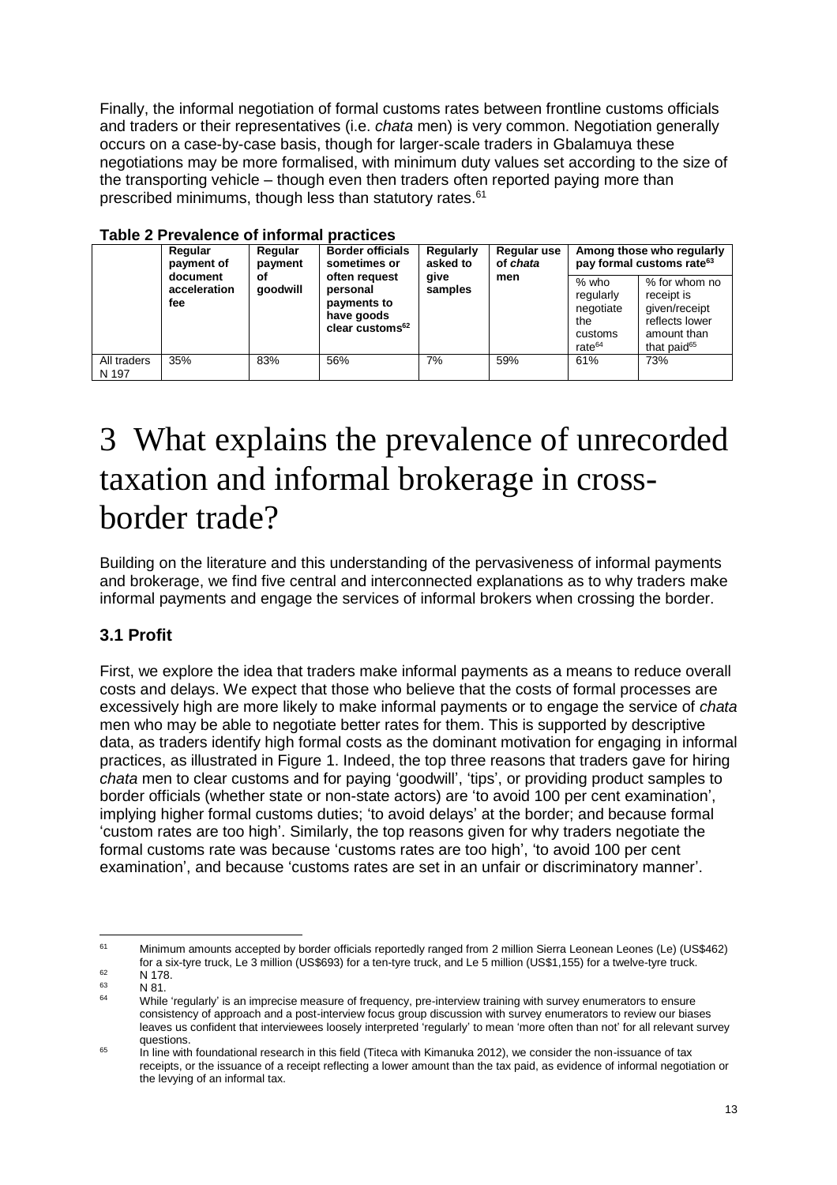Finally, the informal negotiation of formal customs rates between frontline customs officials and traders or their representatives (i.e. *chata* men) is very common. Negotiation generally occurs on a case-by-case basis, though for larger-scale traders in Gbalamuya these negotiations may be more formalised, with minimum duty values set according to the size of the transporting vehicle – though even then traders often reported paying more than prescribed minimums, though less than statutory rates.[61]

**Table 2 Prevalence of informal practices**

| | Regular payment of document acceleration fee | Regular payment of goodwill | Border officials sometimes or often request personal payments to have goods clear customs[62] | Regularly asked to give samples | Regular use of *chata* men | Among those who regularly pay formal customs rate[63] | |
|---|---|---|---|---|---|---|---|
| | | | | | | % who regularly negotiate the customs rate[64] | % for whom no receipt is given/receipt reflects lower amount than that paid[65] |
| All traders N 197 | 35% | 83% | 56% | 7% | 59% | 61% | 73% |

# 3 What explains the prevalence of unrecorded taxation and informal brokerage in cross-border trade?

Building on the literature and this understanding of the pervasiveness of informal payments and brokerage, we find five central and interconnected explanations as to why traders make informal payments and engage the services of informal brokers when crossing the border.

## 3.1 Profit

First, we explore the idea that traders make informal payments as a means to reduce overall costs and delays. We expect that those who believe that the costs of formal processes are excessively high are more likely to make informal payments or to engage the service of *chata* men who may be able to negotiate better rates for them. This is supported by descriptive data, as traders identify high formal costs as the dominant motivation for engaging in informal practices, as illustrated in Figure 1. Indeed, the top three reasons that traders gave for hiring *chata* men to clear customs and for paying 'goodwill', 'tips', or providing product samples to border officials (whether state or non-state actors) are 'to avoid 100 per cent examination', implying higher formal customs duties; 'to avoid delays' at the border; and because formal 'custom rates are too high'. Similarly, the top reasons given for why traders negotiate the formal customs rate was because 'customs rates are too high', 'to avoid 100 per cent examination', and because 'customs rates are set in an unfair or discriminatory manner'.

---

[61] Minimum amounts accepted by border officials reportedly ranged from 2 million Sierra Leonean Leones (Le) (US$462) for a six-tyre truck, Le 3 million (US$693) for a ten-tyre truck, and Le 5 million (US$1,155) for a twelve-tyre truck.

[62] N 178.

[63] N 81.

[64] While 'regularly' is an imprecise measure of frequency, pre-interview training with survey enumerators to ensure consistency of approach and a post-interview focus group discussion with survey enumerators to review our biases leaves us confident that interviewees loosely interpreted 'regularly' to mean 'more often than not' for all relevant survey questions.

[65] In line with foundational research in this field (Titeca with Kimanuka 2012), we consider the non-issuance of tax receipts, or the issuance of a receipt reflecting a lower amount than the tax paid, as evidence of informal negotiation or the levying of an informal tax.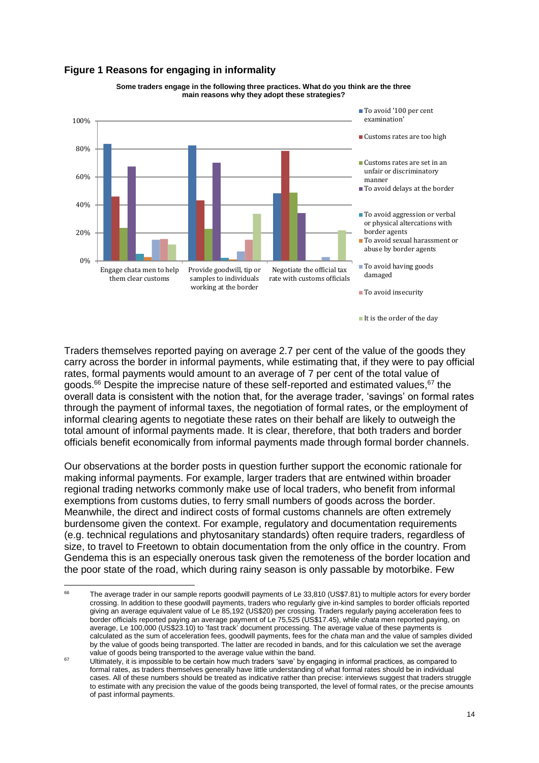**Figure 1 Reasons for engaging in informality**

**Some traders engage in the following three practices. What do you think are the three main reasons why they adopt these strategies?**

Traders themselves reported paying on average 2.7 per cent of the value of the goods they carry across the border in informal payments, while estimating that, if they were to pay official rates, formal payments would amount to an average of 7 per cent of the total value of goods.[66] Despite the imprecise nature of these self-reported and estimated values,[67] the overall data is consistent with the notion that, for the average trader, 'savings' on formal rates through the payment of informal taxes, the negotiation of formal rates, or the employment of informal clearing agents to negotiate these rates on their behalf are likely to outweigh the total amount of informal payments made. It is clear, therefore, that both traders and border officials benefit economically from informal payments made through formal border channels.

Our observations at the border posts in question further support the economic rationale for making informal payments. For example, larger traders that are entwined within broader regional trading networks commonly make use of local traders, who benefit from informal exemptions from customs duties, to ferry small numbers of goods across the border. Meanwhile, the direct and indirect costs of formal customs channels are often extremely burdensome given the context. For example, regulatory and documentation requirements (e.g. technical regulations and phytosanitary standards) often require traders, regardless of size, to travel to Freetown to obtain documentation from the only office in the country. From Gendema this is an especially onerous task given the remoteness of the border location and the poor state of the road, which during rainy season is only passable by motorbike. Few

---

[66] The average trader in our sample reports goodwill payments of Le 33,810 (US$7.81) to multiple actors for every border crossing. In addition to these goodwill payments, traders who regularly give in-kind samples to border officials reported giving an average equivalent value of Le 85,192 (US$20) per crossing. Traders regularly paying acceleration fees to border officials reported paying an average payment of Le 75,525 (US$17.45), while *chata* men reported paying, on average, Le 100,000 (US$23.10) to 'fast track' document processing. The average value of these payments is calculated as the sum of acceleration fees, goodwill payments, fees for the *chata* man and the value of samples divided by the value of goods being transported. The latter are recoded in bands, and for this calculation we set the average value of goods being transported to the average value within the band.

[67] Ultimately, it is impossible to be certain how much traders 'save' by engaging in informal practices, as compared to formal rates, as traders themselves generally have little understanding of what formal rates should be in individual cases. All of these numbers should be treated as indicative rather than precise: interviews suggest that traders struggle to estimate with any precision the value of the goods being transported, the level of formal rates, or the precise amounts of past informal payments.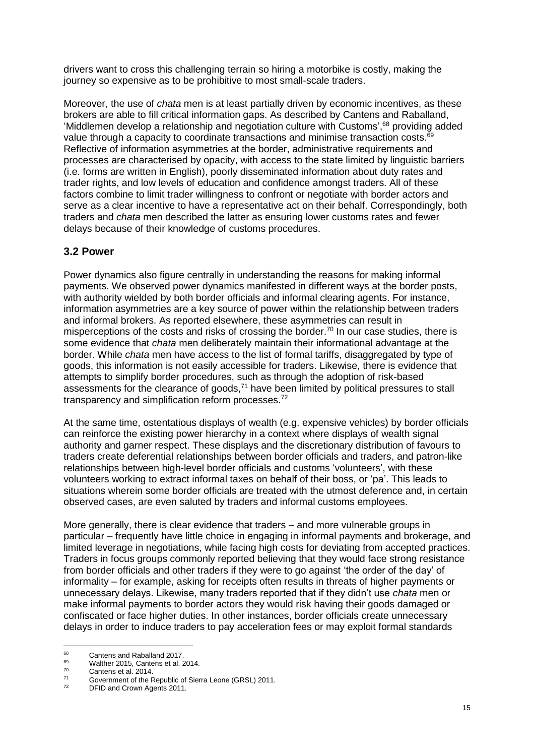drivers want to cross this challenging terrain so hiring a motorbike is costly, making the journey so expensive as to be prohibitive to most small-scale traders.

Moreover, the use of *chata* men is at least partially driven by economic incentives, as these brokers are able to fill critical information gaps. As described by Cantens and Raballand, 'Middlemen develop a relationship and negotiation culture with Customs',[68] providing added value through a capacity to coordinate transactions and minimise transaction costs.[69] Reflective of information asymmetries at the border, administrative requirements and processes are characterised by opacity, with access to the state limited by linguistic barriers (i.e. forms are written in English), poorly disseminated information about duty rates and trader rights, and low levels of education and confidence amongst traders. All of these factors combine to limit trader willingness to confront or negotiate with border actors and serve as a clear incentive to have a representative act on their behalf. Correspondingly, both traders and *chata* men described the latter as ensuring lower customs rates and fewer delays because of their knowledge of customs procedures.

### 3.2 Power

Power dynamics also figure centrally in understanding the reasons for making informal payments. We observed power dynamics manifested in different ways at the border posts, with authority wielded by both border officials and informal clearing agents. For instance, information asymmetries are a key source of power within the relationship between traders and informal brokers. As reported elsewhere, these asymmetries can result in misperceptions of the costs and risks of crossing the border.[70] In our case studies, there is some evidence that *chata* men deliberately maintain their informational advantage at the border. While *chata* men have access to the list of formal tariffs, disaggregated by type of goods, this information is not easily accessible for traders. Likewise, there is evidence that attempts to simplify border procedures, such as through the adoption of risk-based assessments for the clearance of goods,[71] have been limited by political pressures to stall transparency and simplification reform processes.[72]

At the same time, ostentatious displays of wealth (e.g. expensive vehicles) by border officials can reinforce the existing power hierarchy in a context where displays of wealth signal authority and garner respect. These displays and the discretionary distribution of favours to traders create deferential relationships between border officials and traders, and patron-like relationships between high-level border officials and customs 'volunteers', with these volunteers working to extract informal taxes on behalf of their boss, or 'pa'. This leads to situations wherein some border officials are treated with the utmost deference and, in certain observed cases, are even saluted by traders and informal customs employees.

More generally, there is clear evidence that traders – and more vulnerable groups in particular – frequently have little choice in engaging in informal payments and brokerage, and limited leverage in negotiations, while facing high costs for deviating from accepted practices. Traders in focus groups commonly reported believing that they would face strong resistance from border officials and other traders if they were to go against 'the order of the day' of informality – for example, asking for receipts often results in threats of higher payments or unnecessary delays. Likewise, many traders reported that if they didn't use *chata* men or make informal payments to border actors they would risk having their goods damaged or confiscated or face higher duties. In other instances, border officials create unnecessary delays in order to induce traders to pay acceleration fees or may exploit formal standards

---

[68] Cantens and Raballand 2017.

[69] Walther 2015, Cantens et al. 2014.

[70] Cantens et al. 2014.

[71] Government of the Republic of Sierra Leone (GRSL) 2011.

[72] DFID and Crown Agents 2011.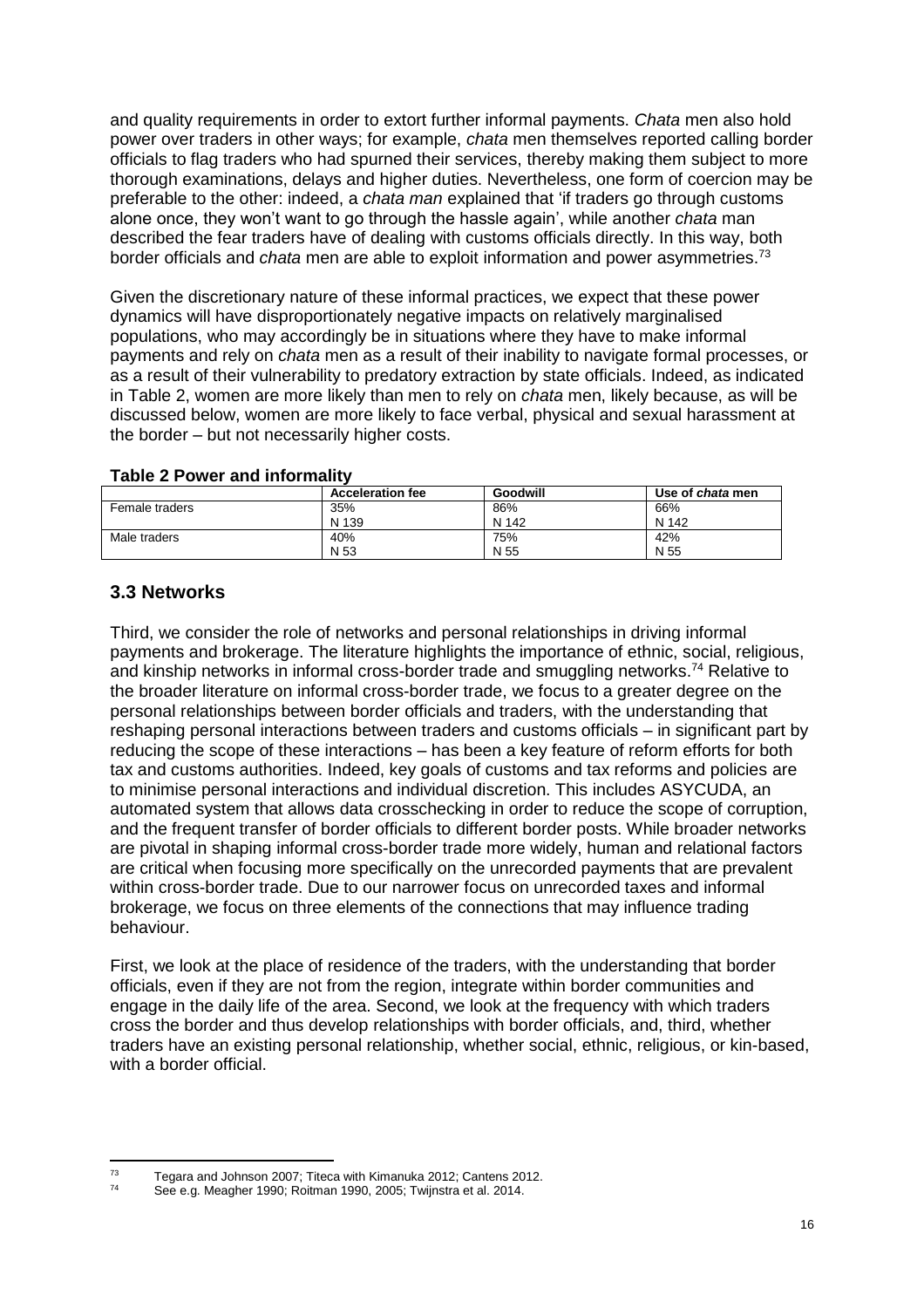and quality requirements in order to extort further informal payments. *Chata* men also hold power over traders in other ways; for example, *chata* men themselves reported calling border officials to flag traders who had spurned their services, thereby making them subject to more thorough examinations, delays and higher duties. Nevertheless, one form of coercion may be preferable to the other: indeed, a *chata man* explained that 'if traders go through customs alone once, they won't want to go through the hassle again', while another *chata* man described the fear traders have of dealing with customs officials directly. In this way, both border officials and *chata* men are able to exploit information and power asymmetries.[73]

Given the discretionary nature of these informal practices, we expect that these power dynamics will have disproportionately negative impacts on relatively marginalised populations, who may accordingly be in situations where they have to make informal payments and rely on *chata* men as a result of their inability to navigate formal processes, or as a result of their vulnerability to predatory extraction by state officials. Indeed, as indicated in Table 2, women are more likely than men to rely on *chata* men, likely because, as will be discussed below, women are more likely to face verbal, physical and sexual harassment at the border – but not necessarily higher costs.

**Table 2 Power and informality**

| | Acceleration fee | Goodwill | Use of *chata* men |
|---|---|---|---|
| Female traders | 35%<br>N 139 | 86%<br>N 142 | 66%<br>N 142 |
| Male traders | 40%<br>N 53 | 75%<br>N 55 | 42%<br>N 55 |

## 3.3 Networks

Third, we consider the role of networks and personal relationships in driving informal payments and brokerage. The literature highlights the importance of ethnic, social, religious, and kinship networks in informal cross-border trade and smuggling networks.[74] Relative to the broader literature on informal cross-border trade, we focus to a greater degree on the personal relationships between border officials and traders, with the understanding that reshaping personal interactions between traders and customs officials – in significant part by reducing the scope of these interactions – has been a key feature of reform efforts for both tax and customs authorities. Indeed, key goals of customs and tax reforms and policies are to minimise personal interactions and individual discretion. This includes ASYCUDA, an automated system that allows data crosschecking in order to reduce the scope of corruption, and the frequent transfer of border officials to different border posts. While broader networks are pivotal in shaping informal cross-border trade more widely, human and relational factors are critical when focusing more specifically on the unrecorded payments that are prevalent within cross-border trade. Due to our narrower focus on unrecorded taxes and informal brokerage, we focus on three elements of the connections that may influence trading behaviour.

First, we look at the place of residence of the traders, with the understanding that border officials, even if they are not from the region, integrate within border communities and engage in the daily life of the area. Second, we look at the frequency with which traders cross the border and thus develop relationships with border officials, and, third, whether traders have an existing personal relationship, whether social, ethnic, religious, or kin-based, with a border official.

[73] Tegara and Johnson 2007; Titeca with Kimanuka 2012; Cantens 2012.

[74] See e.g. Meagher 1990; Roitman 1990, 2005; Twijnstra et al. 2014.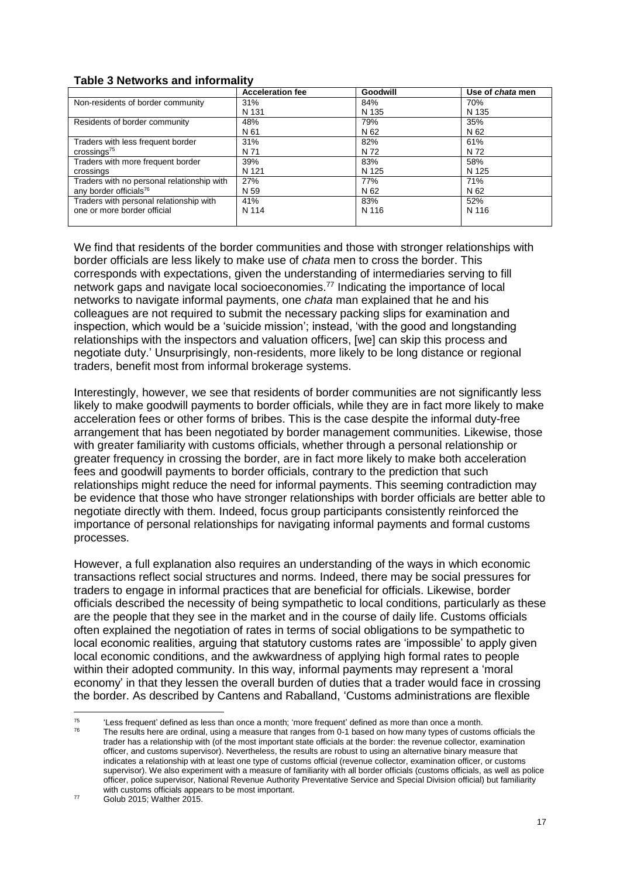**Table 3 Networks and informality**

| | Acceleration fee | Goodwill | Use of *chata* men |
|---|---|---|---|
| Non-residents of border community | 31%<br>N 131 | 84%<br>N 135 | 70%<br>N 135 |
| Residents of border community | 48%<br>N 61 | 79%<br>N 62 | 35%<br>N 62 |
| Traders with less frequent border crossings[75] | 31%<br>N 71 | 82%<br>N 72 | 61%<br>N 72 |
| Traders with more frequent border crossings | 39%<br>N 121 | 83%<br>N 125 | 58%<br>N 125 |
| Traders with no personal relationship with any border officials[76] | 27%<br>N 59 | 77%<br>N 62 | 71%<br>N 62 |
| Traders with personal relationship with one or more border official | 41%<br>N 114 | 83%<br>N 116 | 52%<br>N 116 |

We find that residents of the border communities and those with stronger relationships with border officials are less likely to make use of *chata* men to cross the border. This corresponds with expectations, given the understanding of intermediaries serving to fill network gaps and navigate local socioeconomies.[77] Indicating the importance of local networks to navigate informal payments, one *chata* man explained that he and his colleagues are not required to submit the necessary packing slips for examination and inspection, which would be a 'suicide mission'; instead, 'with the good and longstanding relationships with the inspectors and valuation officers, [we] can skip this process and negotiate duty.' Unsurprisingly, non-residents, more likely to be long distance or regional traders, benefit most from informal brokerage systems.

Interestingly, however, we see that residents of border communities are not significantly less likely to make goodwill payments to border officials, while they are in fact more likely to make acceleration fees or other forms of bribes. This is the case despite the informal duty-free arrangement that has been negotiated by border management communities. Likewise, those with greater familiarity with customs officials, whether through a personal relationship or greater frequency in crossing the border, are in fact more likely to make both acceleration fees and goodwill payments to border officials, contrary to the prediction that such relationships might reduce the need for informal payments. This seeming contradiction may be evidence that those who have stronger relationships with border officials are better able to negotiate directly with them. Indeed, focus group participants consistently reinforced the importance of personal relationships for navigating informal payments and formal customs processes.

However, a full explanation also requires an understanding of the ways in which economic transactions reflect social structures and norms. Indeed, there may be social pressures for traders to engage in informal practices that are beneficial for officials. Likewise, border officials described the necessity of being sympathetic to local conditions, particularly as these are the people that they see in the market and in the course of daily life. Customs officials often explained the negotiation of rates in terms of social obligations to be sympathetic to local economic realities, arguing that statutory customs rates are 'impossible' to apply given local economic conditions, and the awkwardness of applying high formal rates to people within their adopted community. In this way, informal payments may represent a 'moral economy' in that they lessen the overall burden of duties that a trader would face in crossing the border. As described by Cantens and Raballand, 'Customs administrations are flexible

[75] 'Less frequent' defined as less than once a month; 'more frequent' defined as more than once a month.

[76] The results here are ordinal, using a measure that ranges from 0-1 based on how many types of customs officials the trader has a relationship with (of the most important state officials at the border: the revenue collector, examination officer, and customs supervisor). Nevertheless, the results are robust to using an alternative binary measure that indicates a relationship with at least one type of customs official (revenue collector, examination officer, or customs supervisor). We also experiment with a measure of familiarity with all border officials (customs officials, as well as police officer, police supervisor, National Revenue Authority Preventative Service and Special Division official) but familiarity with customs officials appears to be most important.

[77] Golub 2015; Walther 2015.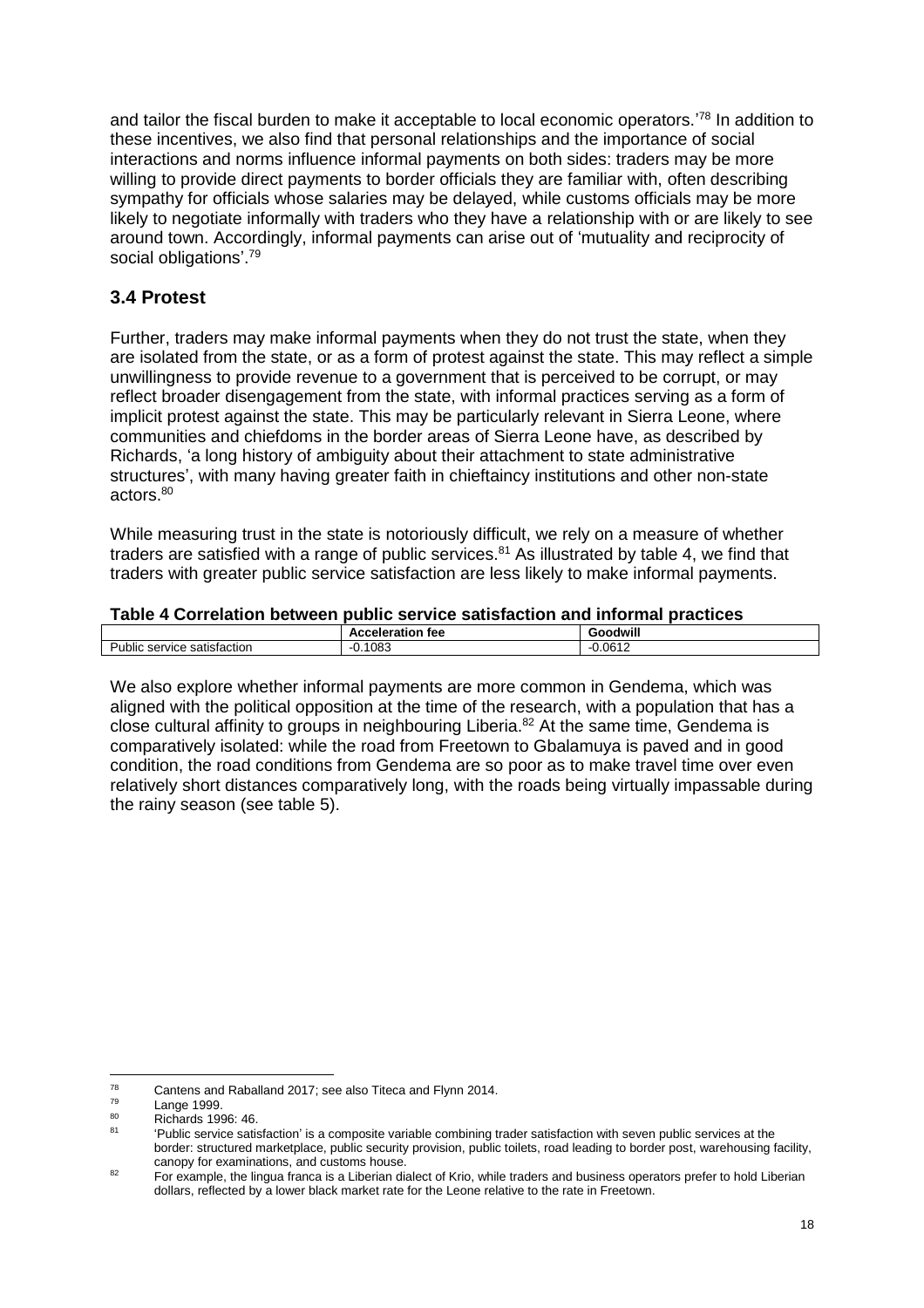and tailor the fiscal burden to make it acceptable to local economic operators.'[78] In addition to these incentives, we also find that personal relationships and the importance of social interactions and norms influence informal payments on both sides: traders may be more willing to provide direct payments to border officials they are familiar with, often describing sympathy for officials whose salaries may be delayed, while customs officials may be more likely to negotiate informally with traders who they have a relationship with or are likely to see around town. Accordingly, informal payments can arise out of 'mutuality and reciprocity of social obligations'.[79]

## 3.4 Protest

Further, traders may make informal payments when they do not trust the state, when they are isolated from the state, or as a form of protest against the state. This may reflect a simple unwillingness to provide revenue to a government that is perceived to be corrupt, or may reflect broader disengagement from the state, with informal practices serving as a form of implicit protest against the state. This may be particularly relevant in Sierra Leone, where communities and chiefdoms in the border areas of Sierra Leone have, as described by Richards, 'a long history of ambiguity about their attachment to state administrative structures', with many having greater faith in chieftaincy institutions and other non-state actors.[80]

While measuring trust in the state is notoriously difficult, we rely on a measure of whether traders are satisfied with a range of public services.[81] As illustrated by table 4, we find that traders with greater public service satisfaction are less likely to make informal payments.

**Table 4 Correlation between public service satisfaction and informal practices**

| | **Acceleration fee** | **Goodwill** |
|---|---|---|
| Public service satisfaction | -0.1083 | -0.0612 |

We also explore whether informal payments are more common in Gendema, which was aligned with the political opposition at the time of the research, with a population that has a close cultural affinity to groups in neighbouring Liberia.[82] At the same time, Gendema is comparatively isolated: while the road from Freetown to Gbalamuya is paved and in good condition, the road conditions from Gendema are so poor as to make travel time over even relatively short distances comparatively long, with the roads being virtually impassable during the rainy season (see table 5).

---

[78] Cantens and Raballand 2017; see also Titeca and Flynn 2014.

[79] Lange 1999.

[80] Richards 1996: 46.

[81] 'Public service satisfaction' is a composite variable combining trader satisfaction with seven public services at the border: structured marketplace, public security provision, public toilets, road leading to border post, warehousing facility, canopy for examinations, and customs house.

[82] For example, the lingua franca is a Liberian dialect of Krio, while traders and business operators prefer to hold Liberian dollars, reflected by a lower black market rate for the Leone relative to the rate in Freetown.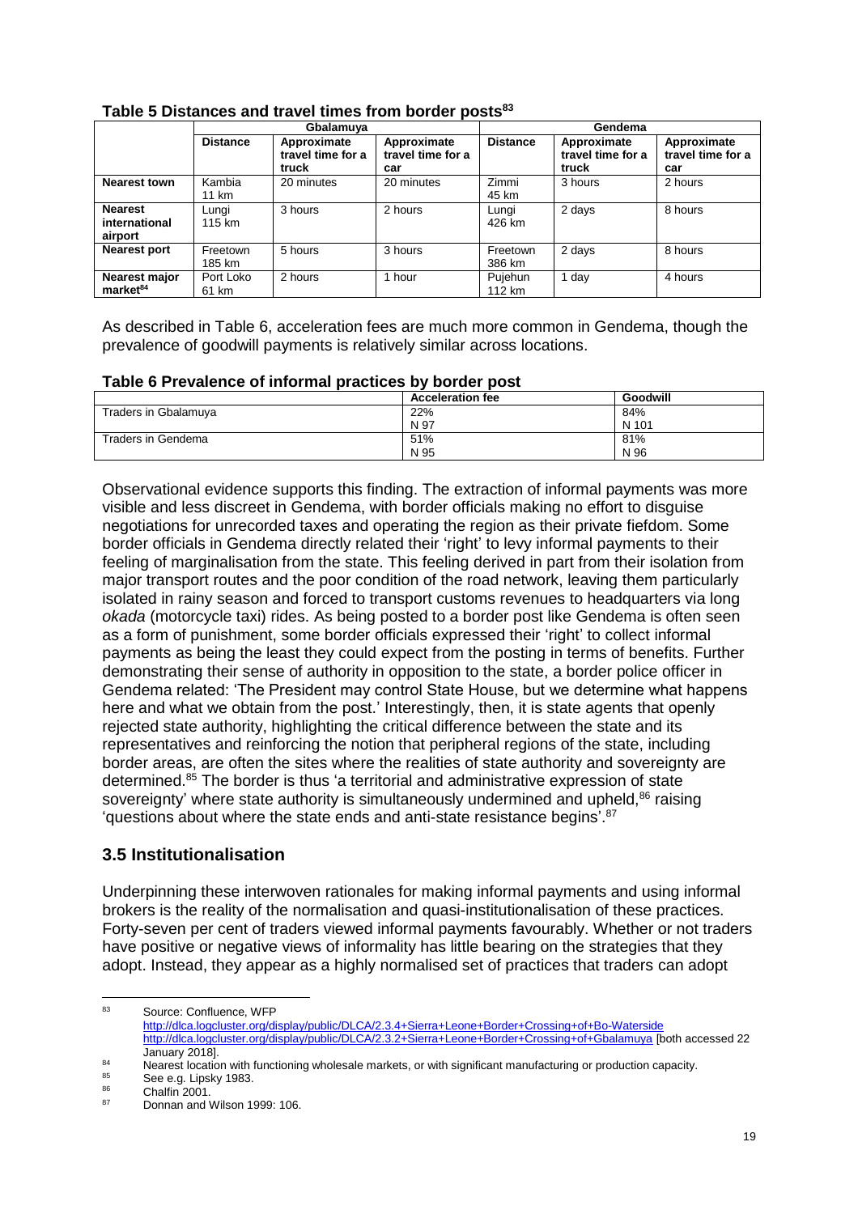**Table 5 Distances and travel times from border posts**[83]

| | Gbalamuya | | | Gendema | | |
|---|---|---|---|---|---|---|
| | **Distance** | **Approximate travel time for a truck** | **Approximate travel time for a car** | **Distance** | **Approximate travel time for a truck** | **Approximate travel time for a car** |
| **Nearest town** | Kambia 11 km | 20 minutes | 20 minutes | Zimmi 45 km | 3 hours | 2 hours |
| **Nearest international airport** | Lungi 115 km | 3 hours | 2 hours | Lungi 426 km | 2 days | 8 hours |
| **Nearest port** | Freetown 185 km | 5 hours | 3 hours | Freetown 386 km | 2 days | 8 hours |
| **Nearest major market**[84] | Port Loko 61 km | 2 hours | 1 hour | Pujehun 112 km | 1 day | 4 hours |

As described in Table 6, acceleration fees are much more common in Gendema, though the prevalence of goodwill payments is relatively similar across locations.

**Table 6 Prevalence of informal practices by border post**

| | Acceleration fee | Goodwill |
|---|---|---|
| Traders in Gbalamuya | 22% N 97 | 84% N 101 |
| Traders in Gendema | 51% N 95 | 81% N 96 |

Observational evidence supports this finding. The extraction of informal payments was more visible and less discreet in Gendema, with border officials making no effort to disguise negotiations for unrecorded taxes and operating the region as their private fiefdom. Some border officials in Gendema directly related their 'right' to levy informal payments to their feeling of marginalisation from the state. This feeling derived in part from their isolation from major transport routes and the poor condition of the road network, leaving them particularly isolated in rainy season and forced to transport customs revenues to headquarters via long *okada* (motorcycle taxi) rides. As being posted to a border post like Gendema is often seen as a form of punishment, some border officials expressed their 'right' to collect informal payments as being the least they could expect from the posting in terms of benefits. Further demonstrating their sense of authority in opposition to the state, a border police officer in Gendema related: 'The President may control State House, but we determine what happens here and what we obtain from the post.' Interestingly, then, it is state agents that openly rejected state authority, highlighting the critical difference between the state and its representatives and reinforcing the notion that peripheral regions of the state, including border areas, are often the sites where the realities of state authority and sovereignty are determined.[85] The border is thus 'a territorial and administrative expression of state sovereignty' where state authority is simultaneously undermined and upheld,[86] raising 'questions about where the state ends and anti-state resistance begins'.[87]

## 3.5 Institutionalisation

Underpinning these interwoven rationales for making informal payments and using informal brokers is the reality of the normalisation and quasi-institutionalisation of these practices. Forty-seven per cent of traders viewed informal payments favourably. Whether or not traders have positive or negative views of informality has little bearing on the strategies that they adopt. Instead, they appear as a highly normalised set of practices that traders can adopt

---

[83] Source: Confluence, WFP http://dlca.logcluster.org/display/public/DLCA/2.3.4+Sierra+Leone+Border+Crossing+of+Bo-Waterside http://dlca.logcluster.org/display/public/DLCA/2.3.2+Sierra+Leone+Border+Crossing+of+Gbalamuya [both accessed 22 January 2018].

[84] Nearest location with functioning wholesale markets, or with significant manufacturing or production capacity.

[85] See e.g. Lipsky 1983.

[86] Chalfin 2001.

[87] Donnan and Wilson 1999: 106.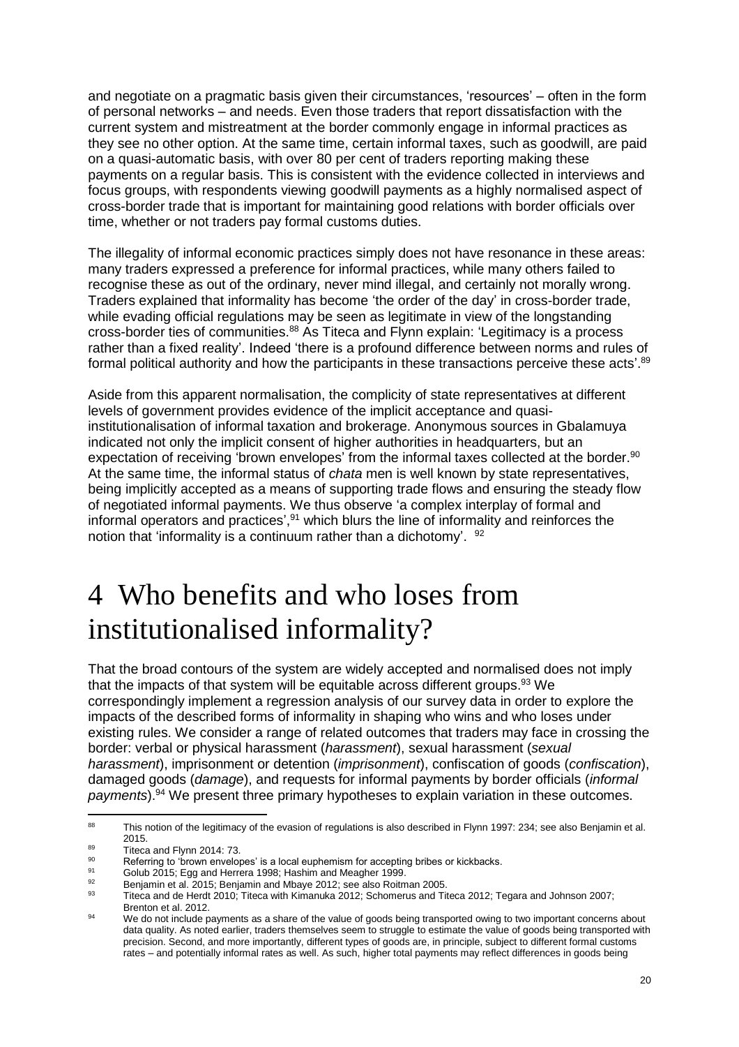and negotiate on a pragmatic basis given their circumstances, 'resources' – often in the form of personal networks – and needs. Even those traders that report dissatisfaction with the current system and mistreatment at the border commonly engage in informal practices as they see no other option. At the same time, certain informal taxes, such as goodwill, are paid on a quasi-automatic basis, with over 80 per cent of traders reporting making these payments on a regular basis. This is consistent with the evidence collected in interviews and focus groups, with respondents viewing goodwill payments as a highly normalised aspect of cross-border trade that is important for maintaining good relations with border officials over time, whether or not traders pay formal customs duties.

The illegality of informal economic practices simply does not have resonance in these areas: many traders expressed a preference for informal practices, while many others failed to recognise these as out of the ordinary, never mind illegal, and certainly not morally wrong. Traders explained that informality has become 'the order of the day' in cross-border trade, while evading official regulations may be seen as legitimate in view of the longstanding cross-border ties of communities.[88] As Titeca and Flynn explain: 'Legitimacy is a process rather than a fixed reality'. Indeed 'there is a profound difference between norms and rules of formal political authority and how the participants in these transactions perceive these acts'.[89]

Aside from this apparent normalisation, the complicity of state representatives at different levels of government provides evidence of the implicit acceptance and quasi-institutionalisation of informal taxation and brokerage. Anonymous sources in Gbalamuya indicated not only the implicit consent of higher authorities in headquarters, but an expectation of receiving 'brown envelopes' from the informal taxes collected at the border.[90] At the same time, the informal status of *chata* men is well known by state representatives, being implicitly accepted as a means of supporting trade flows and ensuring the steady flow of negotiated informal payments. We thus observe 'a complex interplay of formal and informal operators and practices',[91] which blurs the line of informality and reinforces the notion that 'informality is a continuum rather than a dichotomy'. [92]

# 4 Who benefits and who loses from institutionalised informality?

That the broad contours of the system are widely accepted and normalised does not imply that the impacts of that system will be equitable across different groups.[93] We correspondingly implement a regression analysis of our survey data in order to explore the impacts of the described forms of informality in shaping who wins and who loses under existing rules. We consider a range of related outcomes that traders may face in crossing the border: verbal or physical harassment (*harassment*), sexual harassment (*sexual harassment*), imprisonment or detention (*imprisonment*), confiscation of goods (*confiscation*), damaged goods (*damage*), and requests for informal payments by border officials (*informal payments*).[94] We present three primary hypotheses to explain variation in these outcomes.

---

[88] This notion of the legitimacy of the evasion of regulations is also described in Flynn 1997: 234; see also Benjamin et al. 2015.

[89] Titeca and Flynn 2014: 73.

[90] Referring to 'brown envelopes' is a local euphemism for accepting bribes or kickbacks.

[91] Golub 2015; Egg and Herrera 1998; Hashim and Meagher 1999.

[92] Benjamin et al. 2015; Benjamin and Mbaye 2012; see also Roitman 2005.

[93] Titeca and de Herdt 2010; Titeca with Kimanuka 2012; Schomerus and Titeca 2012; Tegara and Johnson 2007; Brenton et al. 2012.

[94] We do not include payments as a share of the value of goods being transported owing to two important concerns about data quality. As noted earlier, traders themselves seem to struggle to estimate the value of goods being transported with precision. Second, and more importantly, different types of goods are, in principle, subject to different formal customs rates – and potentially informal rates as well. As such, higher total payments may reflect differences in goods being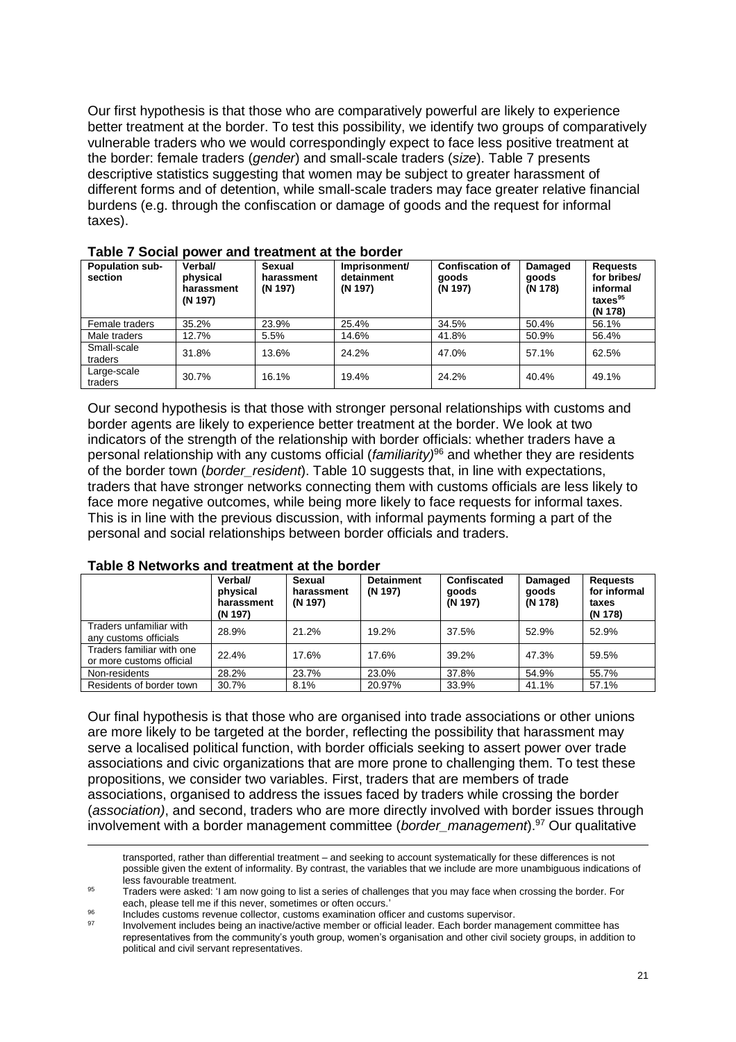Our first hypothesis is that those who are comparatively powerful are likely to experience better treatment at the border. To test this possibility, we identify two groups of comparatively vulnerable traders who we would correspondingly expect to face less positive treatment at the border: female traders (*gender*) and small-scale traders (*size*). Table 7 presents descriptive statistics suggesting that women may be subject to greater harassment of different forms and of detention, while small-scale traders may face greater relative financial burdens (e.g. through the confiscation or damage of goods and the request for informal taxes).

**Table 7 Social power and treatment at the border**

| Population sub-section | Verbal/ physical harassment (N 197) | Sexual harassment (N 197) | Imprisonment/ detainment (N 197) | Confiscation of goods (N 197) | Damaged goods (N 178) | Requests for bribes/ informal taxes[95] (N 178) |
|---|---|---|---|---|---|---|
| Female traders | 35.2% | 23.9% | 25.4% | 34.5% | 50.4% | 56.1% |
| Male traders | 12.7% | 5.5% | 14.6% | 41.8% | 50.9% | 56.4% |
| Small-scale traders | 31.8% | 13.6% | 24.2% | 47.0% | 57.1% | 62.5% |
| Large-scale traders | 30.7% | 16.1% | 19.4% | 24.2% | 40.4% | 49.1% |

Our second hypothesis is that those with stronger personal relationships with customs and border agents are likely to experience better treatment at the border. We look at two indicators of the strength of the relationship with border officials: whether traders have a personal relationship with any customs official (*familiarity*)[96] and whether they are residents of the border town (*border_resident*). Table 10 suggests that, in line with expectations, traders that have stronger networks connecting them with customs officials are less likely to face more negative outcomes, while being more likely to face requests for informal taxes. This is in line with the previous discussion, with informal payments forming a part of the personal and social relationships between border officials and traders.

**Table 8 Networks and treatment at the border**

| | Verbal/ physical harassment (N 197) | Sexual harassment (N 197) | Detainment (N 197) | Confiscated goods (N 197) | Damaged goods (N 178) | Requests for informal taxes (N 178) |
|---|---|---|---|---|---|---|
| Traders unfamiliar with any customs officials | 28.9% | 21.2% | 19.2% | 37.5% | 52.9% | 52.9% |
| Traders familiar with one or more customs official | 22.4% | 17.6% | 17.6% | 39.2% | 47.3% | 59.5% |
| Non-residents | 28.2% | 23.7% | 23.0% | 37.8% | 54.9% | 55.7% |
| Residents of border town | 30.7% | 8.1% | 20.97% | 33.9% | 41.1% | 57.1% |

Our final hypothesis is that those who are organised into trade associations or other unions are more likely to be targeted at the border, reflecting the possibility that harassment may serve a localised political function, with border officials seeking to assert power over trade associations and civic organizations that are more prone to challenging them. To test these propositions, we consider two variables. First, traders that are members of trade associations, organised to address the issues faced by traders while crossing the border (*association)*, and second, traders who are more directly involved with border issues through involvement with a border management committee (*border_management*).[97] Our qualitative

transported, rather than differential treatment – and seeking to account systematically for these differences is not possible given the extent of informality. By contrast, the variables that we include are more unambiguous indications of less favourable treatment.

[95] Traders were asked: 'I am now going to list a series of challenges that you may face when crossing the border. For each, please tell me if this never, sometimes or often occurs.'

[96] Includes customs revenue collector, customs examination officer and customs supervisor.

[97] Involvement includes being an inactive/active member or official leader. Each border management committee has representatives from the community's youth group, women's organisation and other civil society groups, in addition to political and civil servant representatives.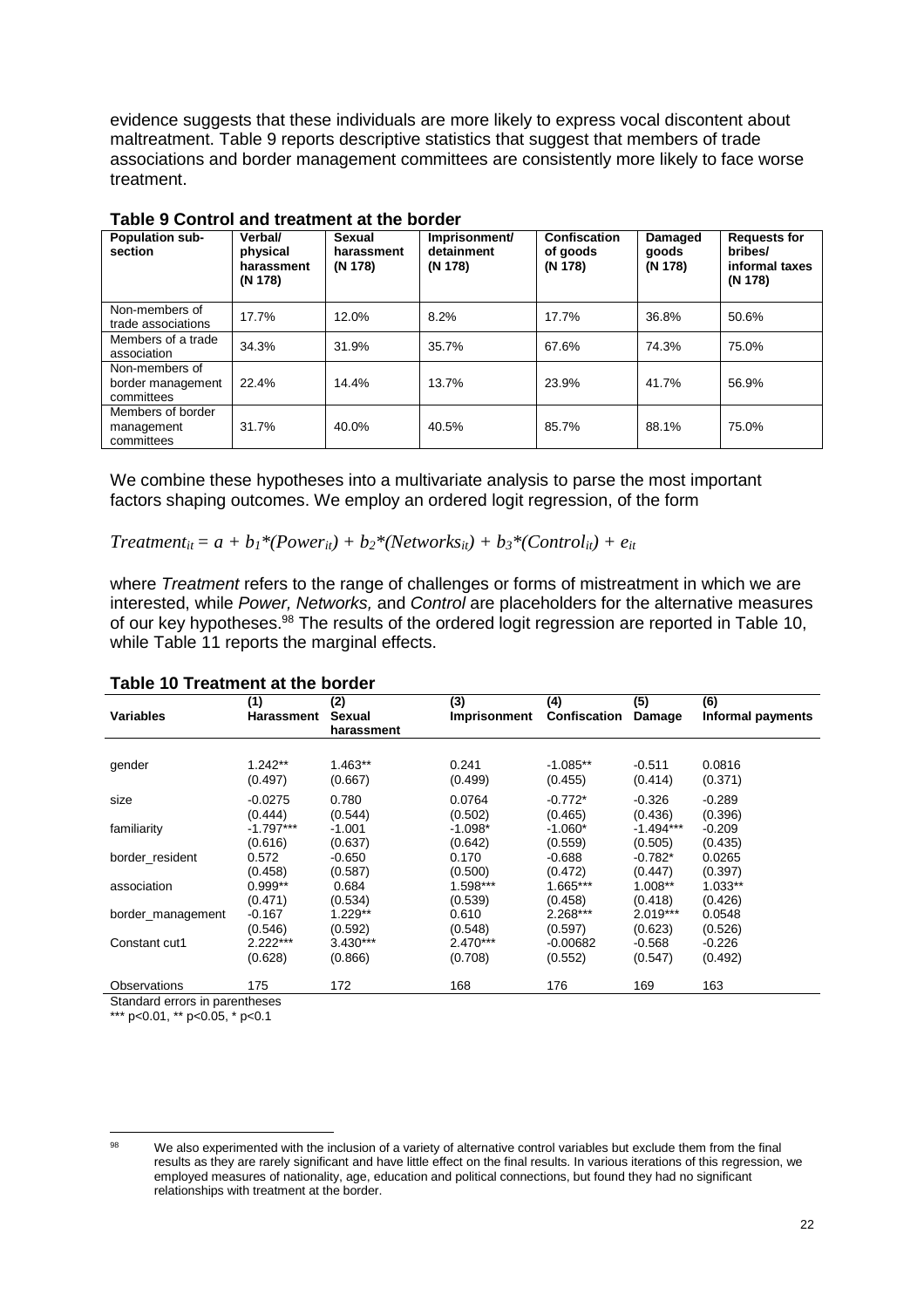evidence suggests that these individuals are more likely to express vocal discontent about maltreatment. Table 9 reports descriptive statistics that suggest that members of trade associations and border management committees are consistently more likely to face worse treatment.

**Table 9 Control and treatment at the border**

| Population sub-section | Verbal/ physical harassment (N 178) | Sexual harassment (N 178) | Imprisonment/ detainment (N 178) | Confiscation of goods (N 178) | Damaged goods (N 178) | Requests for bribes/ informal taxes (N 178) |
|---|---|---|---|---|---|---|
| Non-members of trade associations | 17.7% | 12.0% | 8.2% | 17.7% | 36.8% | 50.6% |
| Members of a trade association | 34.3% | 31.9% | 35.7% | 67.6% | 74.3% | 75.0% |
| Non-members of border management committees | 22.4% | 14.4% | 13.7% | 23.9% | 41.7% | 56.9% |
| Members of border management committees | 31.7% | 40.0% | 40.5% | 85.7% | 88.1% | 75.0% |

We combine these hypotheses into a multivariate analysis to parse the most important factors shaping outcomes. We employ an ordered logit regression, of the form

$$Treatment_{it} = a + b_1*(Power_{it}) + b_2*(Networks_{it}) + b_3*(Control_{it}) + e_{it}$$

where *Treatment* refers to the range of challenges or forms of mistreatment in which we are interested, while *Power, Networks,* and *Control* are placeholders for the alternative measures of our key hypotheses.[98] The results of the ordered logit regression are reported in Table 10, while Table 11 reports the marginal effects.

**Table 10 Treatment at the border**

| Variables | (1) Harassment | (2) Sexual harassment | (3) Imprisonment | (4) Confiscation | (5) Damage | (6) Informal payments |
|---|---|---|---|---|---|---|
| gender | 1.242** | 1.463** | 0.241 | -1.085** | -0.511 | 0.0816 |
| | (0.497) | (0.667) | (0.499) | (0.455) | (0.414) | (0.371) |
| size | -0.0275 | 0.780 | 0.0764 | -0.772* | -0.326 | -0.289 |
| | (0.444) | (0.544) | (0.502) | (0.465) | (0.436) | (0.396) |
| familiarity | -1.797*** | -1.001 | -1.098* | -1.060* | -1.494*** | -0.209 |
| | (0.616) | (0.637) | (0.642) | (0.559) | (0.505) | (0.435) |
| border_resident | 0.572 | -0.650 | 0.170 | -0.688 | -0.782* | 0.0265 |
| | (0.458) | (0.587) | (0.500) | (0.472) | (0.447) | (0.397) |
| association | 0.999** | 0.684 | 1.598*** | 1.665*** | 1.008** | 1.033** |
| | (0.471) | (0.534) | (0.539) | (0.458) | (0.418) | (0.426) |
| border_management | -0.167 | 1.229** | 0.610 | 2.268*** | 2.019*** | 0.0548 |
| | (0.546) | (0.592) | (0.548) | (0.597) | (0.623) | (0.526) |
| Constant cut1 | 2.222*** | 3.430*** | 2.470*** | -0.00682 | -0.568 | -0.226 |
| | (0.628) | (0.866) | (0.708) | (0.552) | (0.547) | (0.492) |
| Observations | 175 | 172 | 168 | 176 | 169 | 163 |

Standard errors in parentheses
*** p<0.01, ** p<0.05, * p<0.1

[98] We also experimented with the inclusion of a variety of alternative control variables but exclude them from the final results as they are rarely significant and have little effect on the final results. In various iterations of this regression, we employed measures of nationality, age, education and political connections, but found they had no significant relationships with treatment at the border.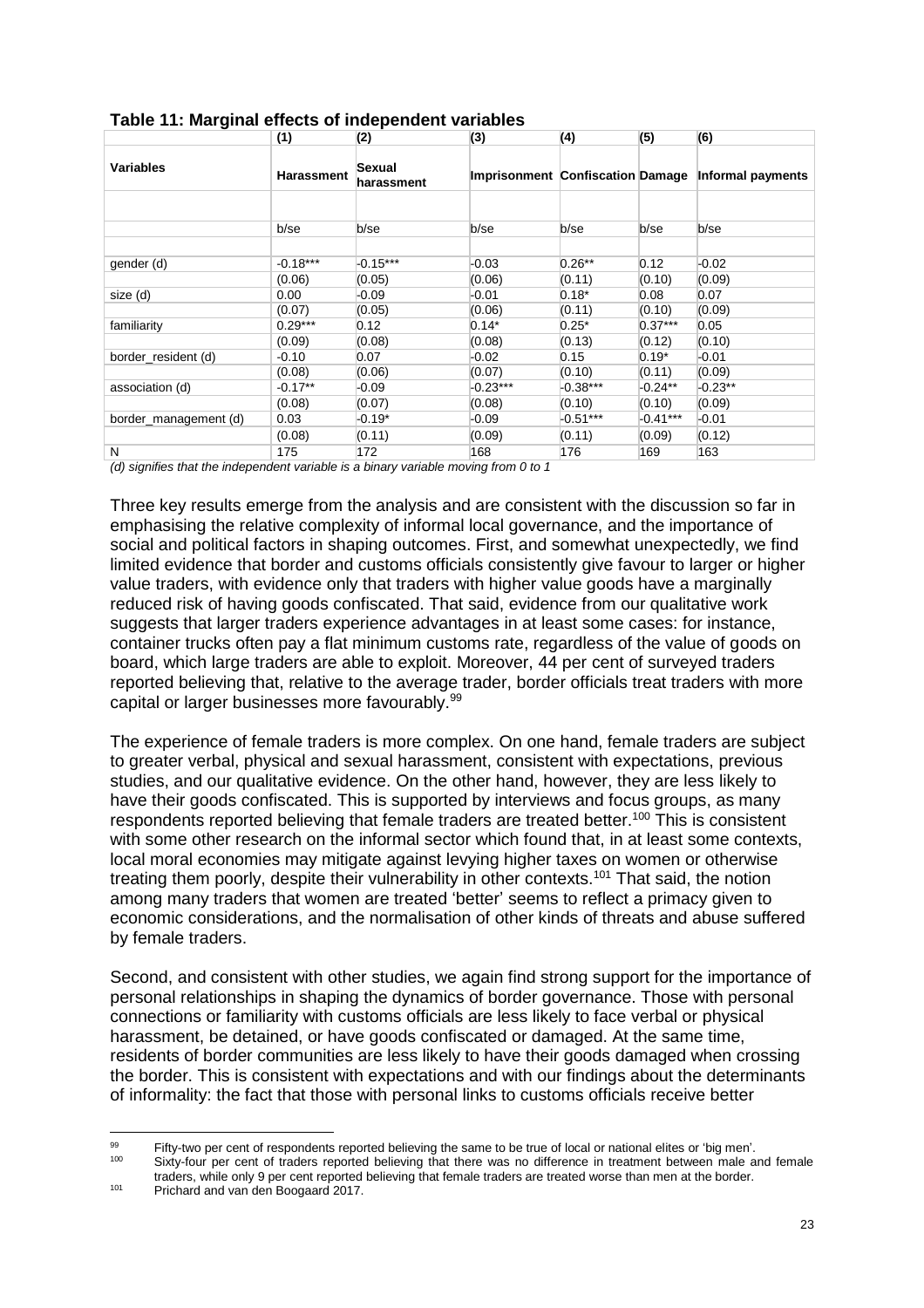**Table 11: Marginal effects of independent variables**

| | (1) | (2) | (3) | (4) | (5) | (6) |
|---|---|---|---|---|---|---|
| **Variables** | **Harassment** | **Sexual harassment** | **Imprisonment** | **Confiscation** | **Damage** | **Informal payments** |
| | | | | | | |
| | b/se | b/se | b/se | b/se | b/se | b/se |
| | | | | | | |
| gender (d) | -0.18*** | -0.15*** | -0.03 | 0.26** | 0.12 | -0.02 |
| | (0.06) | (0.05) | (0.06) | (0.11) | (0.10) | (0.09) |
| size (d) | 0.00 | -0.09 | -0.01 | 0.18* | 0.08 | 0.07 |
| | (0.07) | (0.05) | (0.06) | (0.11) | (0.10) | (0.09) |
| familiarity | 0.29*** | 0.12 | 0.14* | 0.25* | 0.37*** | 0.05 |
| | (0.09) | (0.08) | (0.08) | (0.13) | (0.12) | (0.10) |
| border_resident (d) | -0.10 | 0.07 | -0.02 | 0.15 | 0.19* | -0.01 |
| | (0.08) | (0.06) | (0.07) | (0.10) | (0.11) | (0.09) |
| association (d) | -0.17** | -0.09 | -0.23*** | -0.38*** | -0.24** | -0.23** |
| | (0.08) | (0.07) | (0.08) | (0.10) | (0.10) | (0.09) |
| border_management (d) | 0.03 | -0.19* | -0.09 | -0.51*** | -0.41*** | -0.01 |
| | (0.08) | (0.11) | (0.09) | (0.11) | (0.09) | (0.12) |
| N | 175 | 172 | 168 | 176 | 169 | 163 |

*(d) signifies that the independent variable is a binary variable moving from 0 to 1*

Three key results emerge from the analysis and are consistent with the discussion so far in emphasising the relative complexity of informal local governance, and the importance of social and political factors in shaping outcomes. First, and somewhat unexpectedly, we find limited evidence that border and customs officials consistently give favour to larger or higher value traders, with evidence only that traders with higher value goods have a marginally reduced risk of having goods confiscated. That said, evidence from our qualitative work suggests that larger traders experience advantages in at least some cases: for instance, container trucks often pay a flat minimum customs rate, regardless of the value of goods on board, which large traders are able to exploit. Moreover, 44 per cent of surveyed traders reported believing that, relative to the average trader, border officials treat traders with more capital or larger businesses more favourably.[99]

The experience of female traders is more complex. On one hand, female traders are subject to greater verbal, physical and sexual harassment, consistent with expectations, previous studies, and our qualitative evidence. On the other hand, however, they are less likely to have their goods confiscated. This is supported by interviews and focus groups, as many respondents reported believing that female traders are treated better.[100] This is consistent with some other research on the informal sector which found that, in at least some contexts, local moral economies may mitigate against levying higher taxes on women or otherwise treating them poorly, despite their vulnerability in other contexts.[101] That said, the notion among many traders that women are treated 'better' seems to reflect a primacy given to economic considerations, and the normalisation of other kinds of threats and abuse suffered by female traders.

Second, and consistent with other studies, we again find strong support for the importance of personal relationships in shaping the dynamics of border governance. Those with personal connections or familiarity with customs officials are less likely to face verbal or physical harassment, be detained, or have goods confiscated or damaged. At the same time, residents of border communities are less likely to have their goods damaged when crossing the border. This is consistent with expectations and with our findings about the determinants of informality: the fact that those with personal links to customs officials receive better

---

[99] Fifty-two per cent of respondents reported believing the same to be true of local or national elites or 'big men'.

[100] Sixty-four per cent of traders reported believing that there was no difference in treatment between male and female traders, while only 9 per cent reported believing that female traders are treated worse than men at the border.

[101] Prichard and van den Boogaard 2017.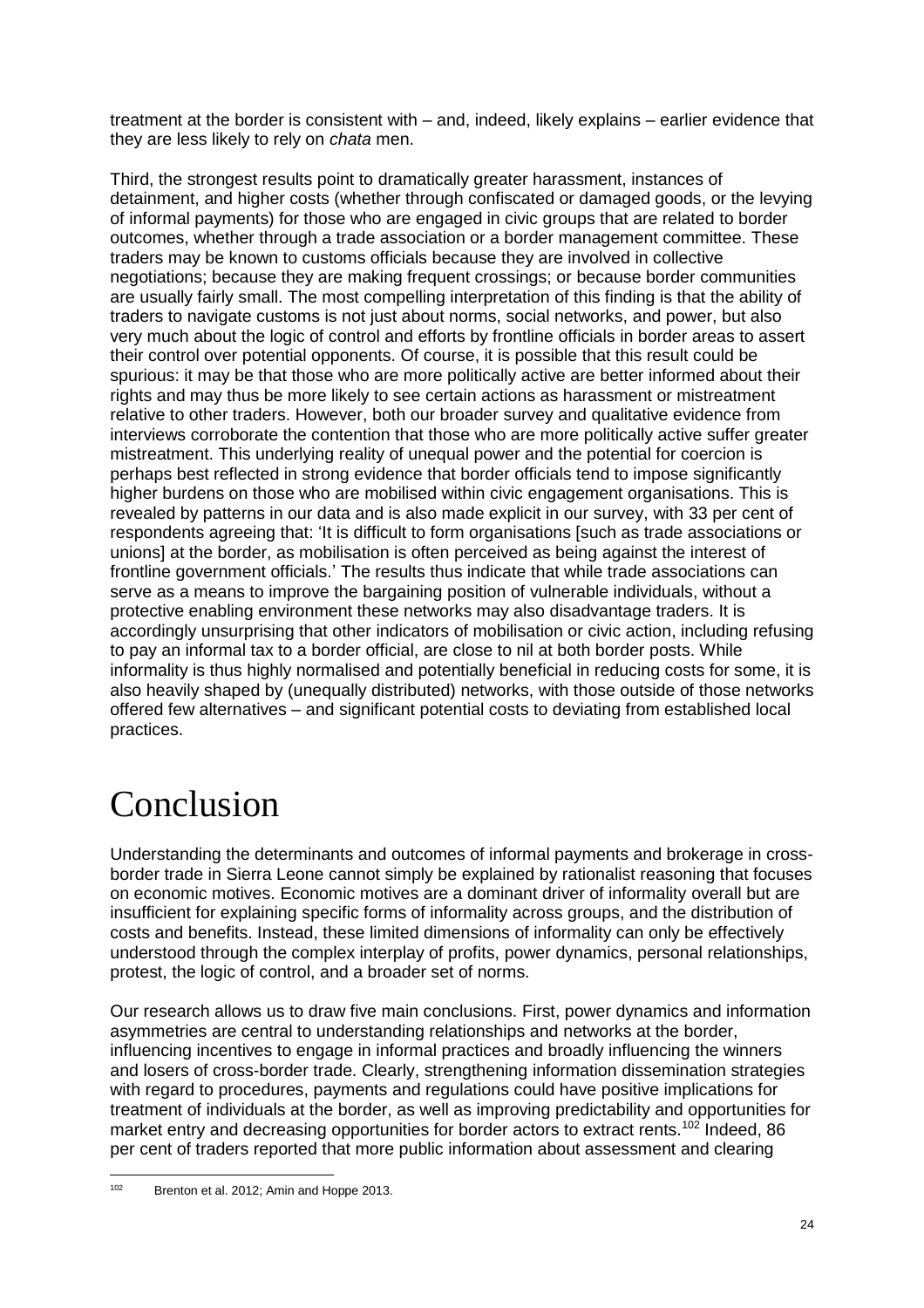treatment at the border is consistent with – and, indeed, likely explains – earlier evidence that they are less likely to rely on *chata* men.

Third, the strongest results point to dramatically greater harassment, instances of detainment, and higher costs (whether through confiscated or damaged goods, or the levying of informal payments) for those who are engaged in civic groups that are related to border outcomes, whether through a trade association or a border management committee. These traders may be known to customs officials because they are involved in collective negotiations; because they are making frequent crossings; or because border communities are usually fairly small. The most compelling interpretation of this finding is that the ability of traders to navigate customs is not just about norms, social networks, and power, but also very much about the logic of control and efforts by frontline officials in border areas to assert their control over potential opponents. Of course, it is possible that this result could be spurious: it may be that those who are more politically active are better informed about their rights and may thus be more likely to see certain actions as harassment or mistreatment relative to other traders. However, both our broader survey and qualitative evidence from interviews corroborate the contention that those who are more politically active suffer greater mistreatment. This underlying reality of unequal power and the potential for coercion is perhaps best reflected in strong evidence that border officials tend to impose significantly higher burdens on those who are mobilised within civic engagement organisations. This is revealed by patterns in our data and is also made explicit in our survey, with 33 per cent of respondents agreeing that: 'It is difficult to form organisations [such as trade associations or unions] at the border, as mobilisation is often perceived as being against the interest of frontline government officials.' The results thus indicate that while trade associations can serve as a means to improve the bargaining position of vulnerable individuals, without a protective enabling environment these networks may also disadvantage traders. It is accordingly unsurprising that other indicators of mobilisation or civic action, including refusing to pay an informal tax to a border official, are close to nil at both border posts. While informality is thus highly normalised and potentially beneficial in reducing costs for some, it is also heavily shaped by (unequally distributed) networks, with those outside of those networks offered few alternatives – and significant potential costs to deviating from established local practices.

# Conclusion

Understanding the determinants and outcomes of informal payments and brokerage in cross-border trade in Sierra Leone cannot simply be explained by rationalist reasoning that focuses on economic motives. Economic motives are a dominant driver of informality overall but are insufficient for explaining specific forms of informality across groups, and the distribution of costs and benefits. Instead, these limited dimensions of informality can only be effectively understood through the complex interplay of profits, power dynamics, personal relationships, protest, the logic of control, and a broader set of norms.

Our research allows us to draw five main conclusions. First, power dynamics and information asymmetries are central to understanding relationships and networks at the border, influencing incentives to engage in informal practices and broadly influencing the winners and losers of cross-border trade. Clearly, strengthening information dissemination strategies with regard to procedures, payments and regulations could have positive implications for treatment of individuals at the border, as well as improving predictability and opportunities for market entry and decreasing opportunities for border actors to extract rents.[102] Indeed, 86 per cent of traders reported that more public information about assessment and clearing

[102] Brenton et al. 2012; Amin and Hoppe 2013.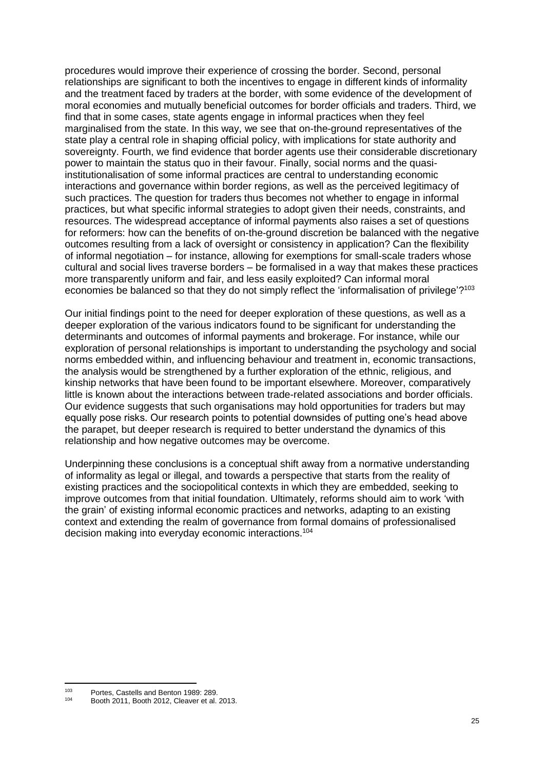procedures would improve their experience of crossing the border. Second, personal relationships are significant to both the incentives to engage in different kinds of informality and the treatment faced by traders at the border, with some evidence of the development of moral economies and mutually beneficial outcomes for border officials and traders. Third, we find that in some cases, state agents engage in informal practices when they feel marginalised from the state. In this way, we see that on-the-ground representatives of the state play a central role in shaping official policy, with implications for state authority and sovereignty. Fourth, we find evidence that border agents use their considerable discretionary power to maintain the status quo in their favour. Finally, social norms and the quasi-institutionalisation of some informal practices are central to understanding economic interactions and governance within border regions, as well as the perceived legitimacy of such practices. The question for traders thus becomes not whether to engage in informal practices, but what specific informal strategies to adopt given their needs, constraints, and resources. The widespread acceptance of informal payments also raises a set of questions for reformers: how can the benefits of on-the-ground discretion be balanced with the negative outcomes resulting from a lack of oversight or consistency in application? Can the flexibility of informal negotiation – for instance, allowing for exemptions for small-scale traders whose cultural and social lives traverse borders – be formalised in a way that makes these practices more transparently uniform and fair, and less easily exploited? Can informal moral economies be balanced so that they do not simply reflect the 'informalisation of privilege'?[103]

Our initial findings point to the need for deeper exploration of these questions, as well as a deeper exploration of the various indicators found to be significant for understanding the determinants and outcomes of informal payments and brokerage. For instance, while our exploration of personal relationships is important to understanding the psychology and social norms embedded within, and influencing behaviour and treatment in, economic transactions, the analysis would be strengthened by a further exploration of the ethnic, religious, and kinship networks that have been found to be important elsewhere. Moreover, comparatively little is known about the interactions between trade-related associations and border officials. Our evidence suggests that such organisations may hold opportunities for traders but may equally pose risks. Our research points to potential downsides of putting one's head above the parapet, but deeper research is required to better understand the dynamics of this relationship and how negative outcomes may be overcome.

Underpinning these conclusions is a conceptual shift away from a normative understanding of informality as legal or illegal, and towards a perspective that starts from the reality of existing practices and the sociopolitical contexts in which they are embedded, seeking to improve outcomes from that initial foundation. Ultimately, reforms should aim to work 'with the grain' of existing informal economic practices and networks, adapting to an existing context and extending the realm of governance from formal domains of professionalised decision making into everyday economic interactions.[104]

---

[103] Portes, Castells and Benton 1989: 289.

[104] Booth 2011, Booth 2012, Cleaver et al. 2013.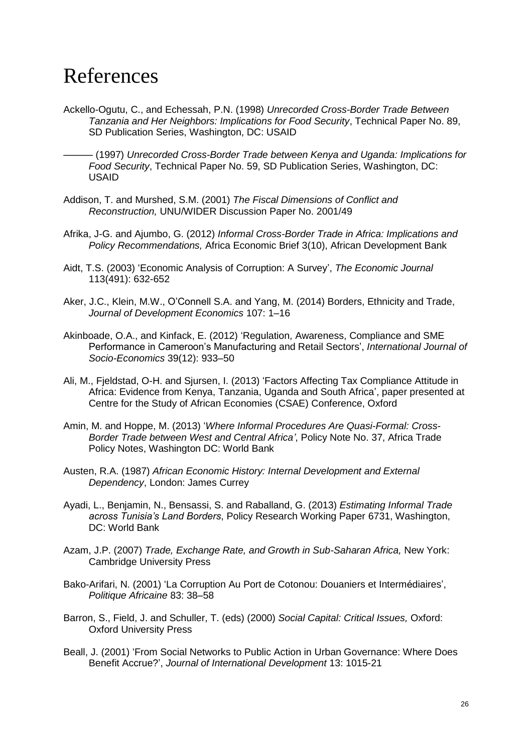# References

Ackello-Ogutu, C., and Echessah, P.N. (1998) *Unrecorded Cross-Border Trade Between Tanzania and Her Neighbors: Implications for Food Security*, Technical Paper No. 89, SD Publication Series, Washington, DC: USAID

——— (1997) *Unrecorded Cross-Border Trade between Kenya and Uganda: Implications for Food Security*, Technical Paper No. 59, SD Publication Series, Washington, DC: USAID

Addison, T. and Murshed, S.M. (2001) *The Fiscal Dimensions of Conflict and Reconstruction,* UNU/WIDER Discussion Paper No. 2001/49

Afrika, J-G. and Ajumbo, G. (2012) *Informal Cross-Border Trade in Africa: Implications and Policy Recommendations,* Africa Economic Brief 3(10), African Development Bank

Aidt, T.S. (2003) 'Economic Analysis of Corruption: A Survey', *The Economic Journal* 113(491): 632-652

Aker, J.C., Klein, M.W., O'Connell S.A. and Yang, M. (2014) Borders, Ethnicity and Trade, *Journal of Development Economics* 107: 1–16

Akinboade, O.A., and Kinfack, E. (2012) 'Regulation, Awareness, Compliance and SME Performance in Cameroon's Manufacturing and Retail Sectors', *International Journal of Socio-Economics* 39(12): 933–50

Ali, M., Fjeldstad, O-H. and Sjursen, I. (2013) 'Factors Affecting Tax Compliance Attitude in Africa: Evidence from Kenya, Tanzania, Uganda and South Africa', paper presented at Centre for the Study of African Economies (CSAE) Conference, Oxford

Amin, M. and Hoppe, M. (2013) '*Where Informal Procedures Are Quasi-Formal: Cross-Border Trade between West and Central Africa'*, Policy Note No. 37, Africa Trade Policy Notes, Washington DC: World Bank

Austen, R.A. (1987) *African Economic History: Internal Development and External Dependency*, London: James Currey

Ayadi, L., Benjamin, N., Bensassi, S. and Raballand, G. (2013) *Estimating Informal Trade across Tunisia's Land Borders*, Policy Research Working Paper 6731, Washington, DC: World Bank

Azam, J.P. (2007) *Trade, Exchange Rate, and Growth in Sub-Saharan Africa,* New York: Cambridge University Press

Bako-Arifari, N. (2001) 'La Corruption Au Port de Cotonou: Douaniers et Intermédiaires', *Politique Africaine* 83: 38–58

Barron, S., Field, J. and Schuller, T. (eds) (2000) *Social Capital: Critical Issues,* Oxford: Oxford University Press

Beall, J. (2001) 'From Social Networks to Public Action in Urban Governance: Where Does Benefit Accrue?', *Journal of International Development* 13: 1015-21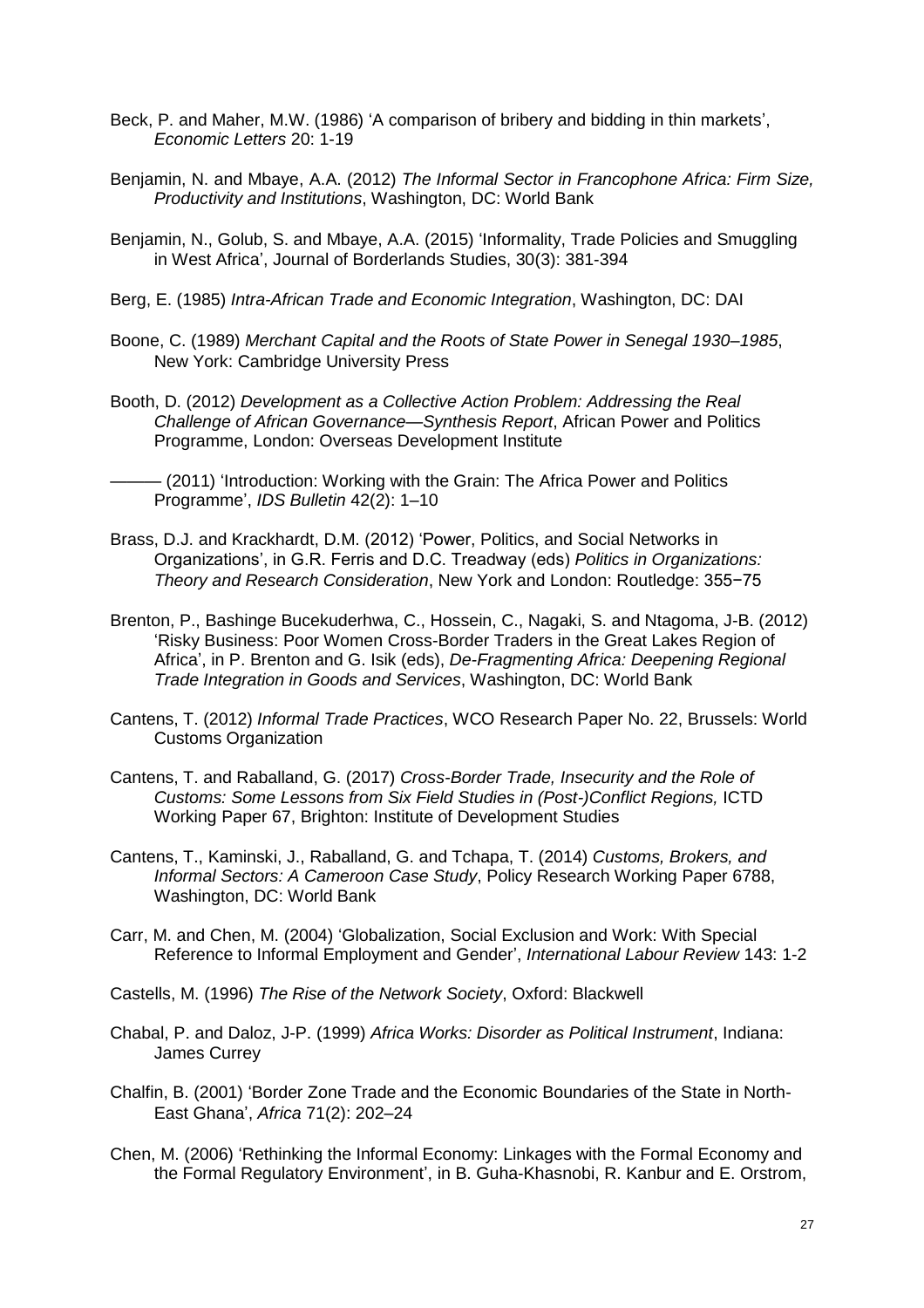Beck, P. and Maher, M.W. (1986) 'A comparison of bribery and bidding in thin markets', *Economic Letters* 20: 1-19

Benjamin, N. and Mbaye, A.A. (2012) *The Informal Sector in Francophone Africa: Firm Size, Productivity and Institutions*, Washington, DC: World Bank

Benjamin, N., Golub, S. and Mbaye, A.A. (2015) 'Informality, Trade Policies and Smuggling in West Africa', Journal of Borderlands Studies, 30(3): 381-394

Berg, E. (1985) *Intra-African Trade and Economic Integration*, Washington, DC: DAI

Boone, C. (1989) *Merchant Capital and the Roots of State Power in Senegal 1930–1985*, New York: Cambridge University Press

Booth, D. (2012) *Development as a Collective Action Problem: Addressing the Real Challenge of African Governance—Synthesis Report*, African Power and Politics Programme, London: Overseas Development Institute

——— (2011) 'Introduction: Working with the Grain: The Africa Power and Politics Programme', *IDS Bulletin* 42(2): 1–10

Brass, D.J. and Krackhardt, D.M. (2012) 'Power, Politics, and Social Networks in Organizations', in G.R. Ferris and D.C. Treadway (eds) *Politics in Organizations: Theory and Research Consideration*, New York and London: Routledge: 355−75

Brenton, P., Bashinge Bucekuderhwa, C., Hossein, C., Nagaki, S. and Ntagoma, J-B. (2012) 'Risky Business: Poor Women Cross-Border Traders in the Great Lakes Region of Africa', in P. Brenton and G. Isik (eds), *De-Fragmenting Africa: Deepening Regional Trade Integration in Goods and Services*, Washington, DC: World Bank

Cantens, T. (2012) *Informal Trade Practices*, WCO Research Paper No. 22, Brussels: World Customs Organization

Cantens, T. and Raballand, G. (2017) *Cross-Border Trade, Insecurity and the Role of Customs: Some Lessons from Six Field Studies in (Post-)Conflict Regions,* ICTD Working Paper 67, Brighton: Institute of Development Studies

Cantens, T., Kaminski, J., Raballand, G. and Tchapa, T. (2014) *Customs, Brokers, and Informal Sectors: A Cameroon Case Study*, Policy Research Working Paper 6788, Washington, DC: World Bank

Carr, M. and Chen, M. (2004) 'Globalization, Social Exclusion and Work: With Special Reference to Informal Employment and Gender', *International Labour Review* 143: 1-2

Castells, M. (1996) *The Rise of the Network Society*, Oxford: Blackwell

Chabal, P. and Daloz, J-P. (1999) *Africa Works: Disorder as Political Instrument*, Indiana: James Currey

Chalfin, B. (2001) 'Border Zone Trade and the Economic Boundaries of the State in North-East Ghana', *Africa* 71(2): 202–24

Chen, M. (2006) 'Rethinking the Informal Economy: Linkages with the Formal Economy and the Formal Regulatory Environment', in B. Guha-Khasnobi, R. Kanbur and E. Orstrom,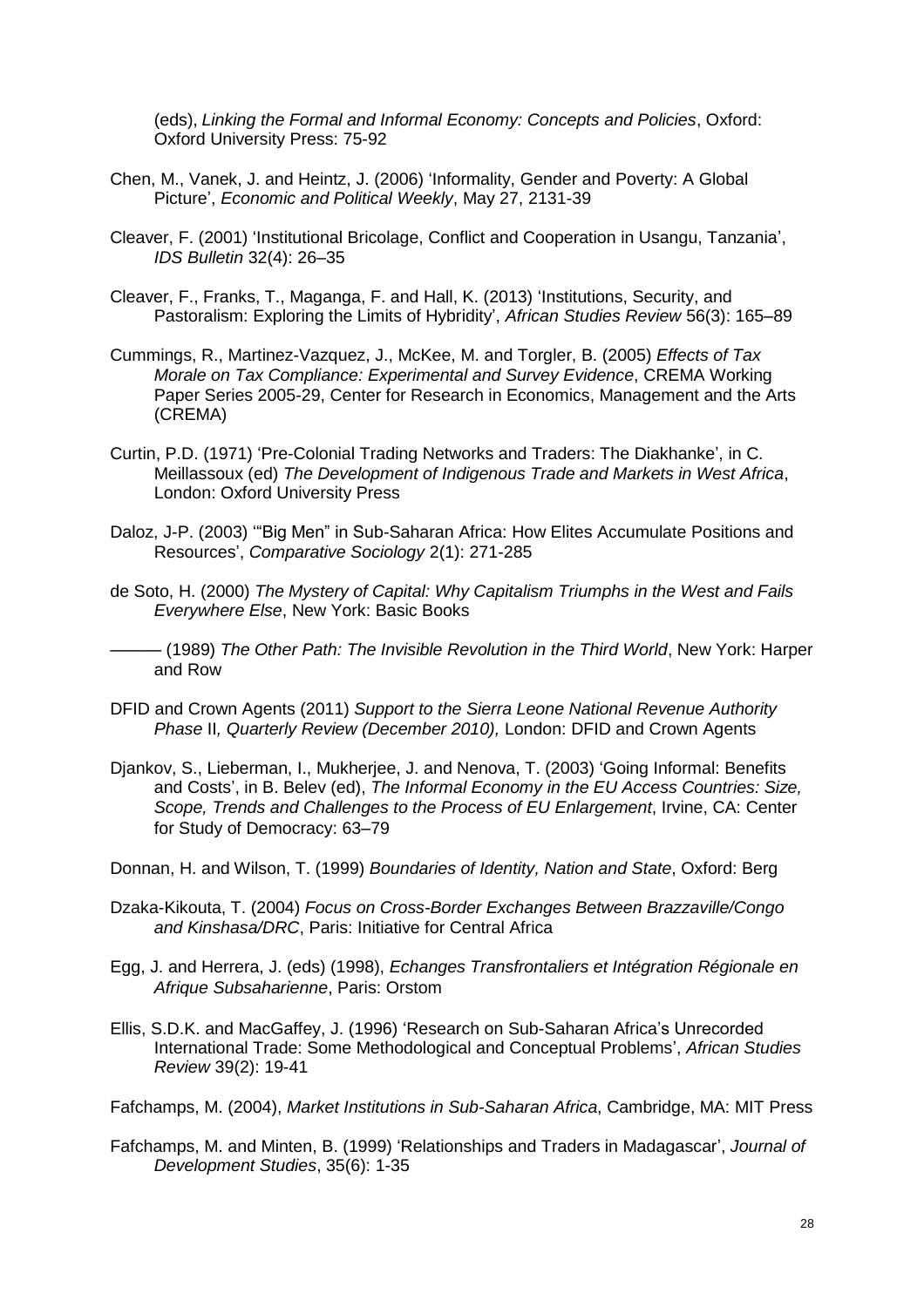(eds), *Linking the Formal and Informal Economy: Concepts and Policies*, Oxford: Oxford University Press: 75-92

Chen, M., Vanek, J. and Heintz, J. (2006) 'Informality, Gender and Poverty: A Global Picture', *Economic and Political Weekly*, May 27, 2131-39

Cleaver, F. (2001) 'Institutional Bricolage, Conflict and Cooperation in Usangu, Tanzania', *IDS Bulletin* 32(4): 26–35

Cleaver, F., Franks, T., Maganga, F. and Hall, K. (2013) 'Institutions, Security, and Pastoralism: Exploring the Limits of Hybridity', *African Studies Review* 56(3): 165–89

Cummings, R., Martinez-Vazquez, J., McKee, M. and Torgler, B. (2005) *Effects of Tax Morale on Tax Compliance: Experimental and Survey Evidence*, CREMA Working Paper Series 2005-29, Center for Research in Economics, Management and the Arts (CREMA)

Curtin, P.D. (1971) 'Pre-Colonial Trading Networks and Traders: The Diakhanke', in C. Meillassoux (ed) *The Development of Indigenous Trade and Markets in West Africa*, London: Oxford University Press

Daloz, J-P. (2003) '"Big Men" in Sub-Saharan Africa: How Elites Accumulate Positions and Resources', *Comparative Sociology* 2(1): 271-285

de Soto, H. (2000) *The Mystery of Capital: Why Capitalism Triumphs in the West and Fails Everywhere Else*, New York: Basic Books

——— (1989) *The Other Path: The Invisible Revolution in the Third World*, New York: Harper and Row

DFID and Crown Agents (2011) *Support to the Sierra Leone National Revenue Authority Phase* II*, Quarterly Review (December 2010),* London: DFID and Crown Agents

Djankov, S., Lieberman, I., Mukherjee, J. and Nenova, T. (2003) 'Going Informal: Benefits and Costs', in B. Belev (ed), *The Informal Economy in the EU Access Countries: Size, Scope, Trends and Challenges to the Process of EU Enlargement*, Irvine, CA: Center for Study of Democracy: 63–79

Donnan, H. and Wilson, T. (1999) *Boundaries of Identity, Nation and State*, Oxford: Berg

Dzaka-Kikouta, T. (2004) *Focus on Cross-Border Exchanges Between Brazzaville/Congo and Kinshasa/DRC*, Paris: Initiative for Central Africa

Egg, J. and Herrera, J. (eds) (1998), *Echanges Transfrontaliers et Intégration Régionale en Afrique Subsaharienne*, Paris: Orstom

Ellis, S.D.K. and MacGaffey, J. (1996) 'Research on Sub-Saharan Africa's Unrecorded International Trade: Some Methodological and Conceptual Problems', *African Studies Review* 39(2): 19-41

Fafchamps, M. (2004), *Market Institutions in Sub-Saharan Africa*, Cambridge, MA: MIT Press

Fafchamps, M. and Minten, B. (1999) 'Relationships and Traders in Madagascar', *Journal of Development Studies*, 35(6): 1-35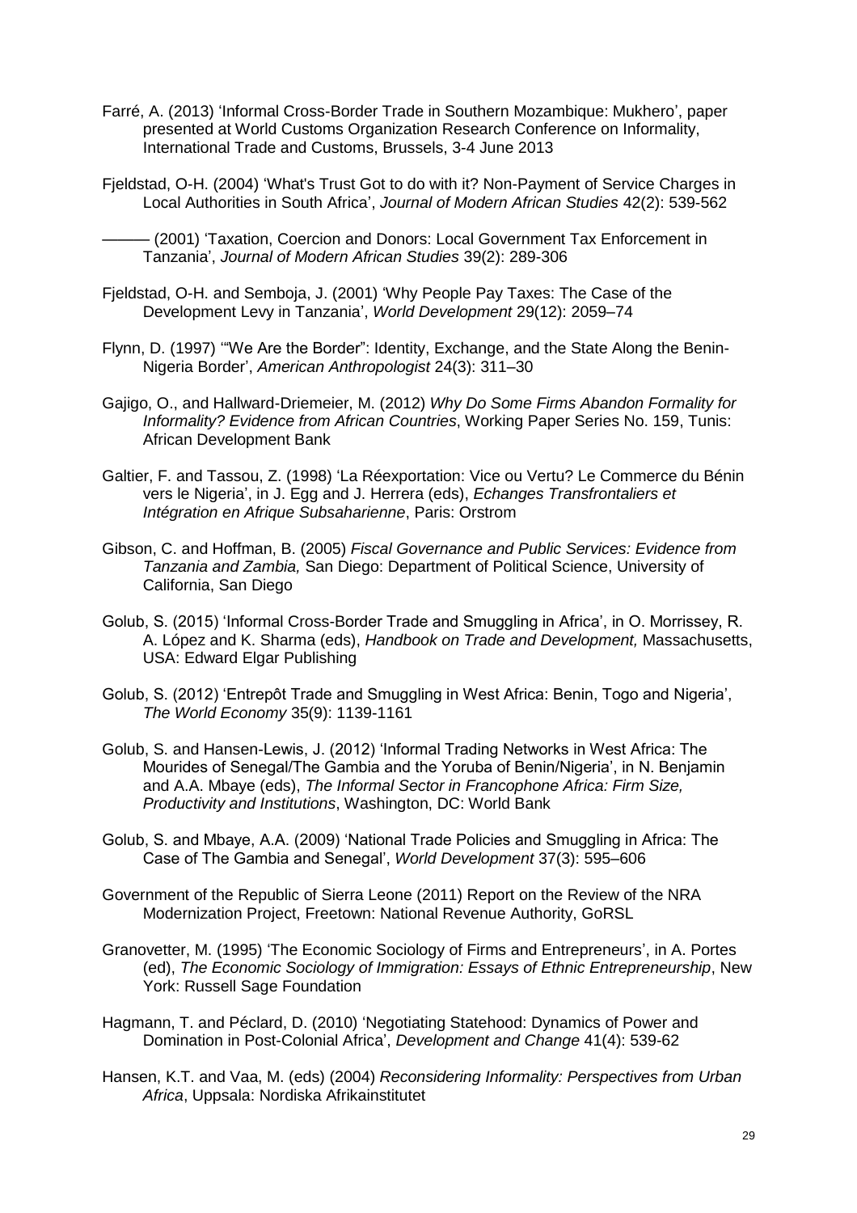Farré, A. (2013) 'Informal Cross-Border Trade in Southern Mozambique: Mukhero', paper presented at World Customs Organization Research Conference on Informality, International Trade and Customs, Brussels, 3-4 June 2013

Fjeldstad, O-H. (2004) 'What's Trust Got to do with it? Non-Payment of Service Charges in Local Authorities in South Africa', *Journal of Modern African Studies* 42(2): 539-562

——— (2001) 'Taxation, Coercion and Donors: Local Government Tax Enforcement in Tanzania', *Journal of Modern African Studies* 39(2): 289-306

Fjeldstad, O-H. and Semboja, J. (2001) 'Why People Pay Taxes: The Case of the Development Levy in Tanzania', *World Development* 29(12): 2059–74

Flynn, D. (1997) '"We Are the Border": Identity, Exchange, and the State Along the Benin-Nigeria Border', *American Anthropologist* 24(3): 311–30

Gajigo, O., and Hallward-Driemeier, M. (2012) *Why Do Some Firms Abandon Formality for Informality? Evidence from African Countries*, Working Paper Series No. 159, Tunis: African Development Bank

Galtier, F. and Tassou, Z. (1998) 'La Réexportation: Vice ou Vertu? Le Commerce du Bénin vers le Nigeria', in J. Egg and J. Herrera (eds), *Echanges Transfrontaliers et Intégration en Afrique Subsaharienne*, Paris: Orstrom

Gibson, C. and Hoffman, B. (2005) *Fiscal Governance and Public Services: Evidence from Tanzania and Zambia,* San Diego: Department of Political Science, University of California, San Diego

Golub, S. (2015) 'Informal Cross-Border Trade and Smuggling in Africa', in O. Morrissey, R. A. López and K. Sharma (eds), *Handbook on Trade and Development,* Massachusetts, USA: Edward Elgar Publishing

Golub, S. (2012) 'Entrepôt Trade and Smuggling in West Africa: Benin, Togo and Nigeria', *The World Economy* 35(9): 1139-1161

Golub, S. and Hansen-Lewis, J. (2012) 'Informal Trading Networks in West Africa: The Mourides of Senegal/The Gambia and the Yoruba of Benin/Nigeria', in N. Benjamin and A.A. Mbaye (eds), *The Informal Sector in Francophone Africa: Firm Size, Productivity and Institutions*, Washington, DC: World Bank

Golub, S. and Mbaye, A.A. (2009) 'National Trade Policies and Smuggling in Africa: The Case of The Gambia and Senegal', *World Development* 37(3): 595–606

Government of the Republic of Sierra Leone (2011) Report on the Review of the NRA Modernization Project, Freetown: National Revenue Authority, GoRSL

Granovetter, M. (1995) 'The Economic Sociology of Firms and Entrepreneurs', in A. Portes (ed), *The Economic Sociology of Immigration: Essays of Ethnic Entrepreneurship*, New York: Russell Sage Foundation

Hagmann, T. and Péclard, D. (2010) 'Negotiating Statehood: Dynamics of Power and Domination in Post-Colonial Africa', *Development and Change* 41(4): 539-62

Hansen, K.T. and Vaa, M. (eds) (2004) *Reconsidering Informality: Perspectives from Urban Africa*, Uppsala: Nordiska Afrikainstitutet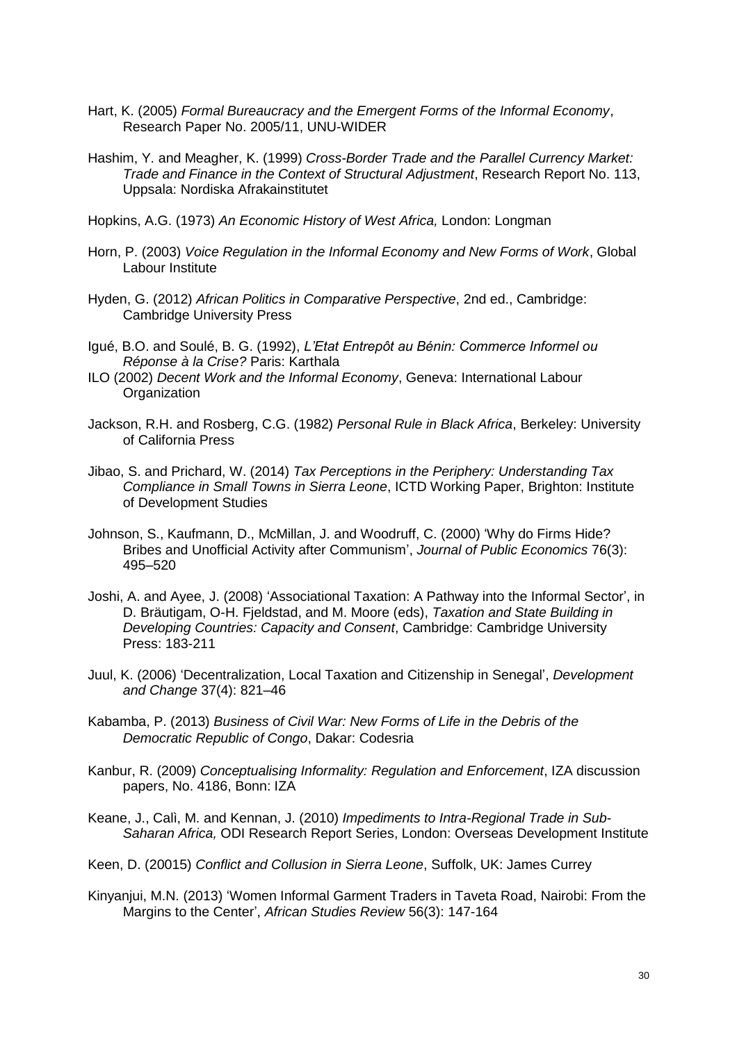Hart, K. (2005) *Formal Bureaucracy and the Emergent Forms of the Informal Economy*, Research Paper No. 2005/11, UNU-WIDER

Hashim, Y. and Meagher, K. (1999) *Cross-Border Trade and the Parallel Currency Market: Trade and Finance in the Context of Structural Adjustment*, Research Report No. 113, Uppsala: Nordiska Afrakainstitutet

Hopkins, A.G. (1973) *An Economic History of West Africa,* London: Longman

Horn, P. (2003) *Voice Regulation in the Informal Economy and New Forms of Work*, Global Labour Institute

Hyden, G. (2012) *African Politics in Comparative Perspective*, 2nd ed., Cambridge: Cambridge University Press

Igué, B.O. and Soulé, B. G. (1992), *L'Etat Entrepôt au Bénin: Commerce Informel ou Réponse à la Crise?* Paris: Karthala

ILO (2002) *Decent Work and the Informal Economy*, Geneva: International Labour Organization

Jackson, R.H. and Rosberg, C.G. (1982) *Personal Rule in Black Africa*, Berkeley: University of California Press

Jibao, S. and Prichard, W. (2014) *Tax Perceptions in the Periphery: Understanding Tax Compliance in Small Towns in Sierra Leone*, ICTD Working Paper, Brighton: Institute of Development Studies

Johnson, S., Kaufmann, D., McMillan, J. and Woodruff, C. (2000) 'Why do Firms Hide? Bribes and Unofficial Activity after Communism', *Journal of Public Economics* 76(3): 495–520

Joshi, A. and Ayee, J. (2008) 'Associational Taxation: A Pathway into the Informal Sector', in D. Bräutigam, O-H. Fjeldstad, and M. Moore (eds), *Taxation and State Building in Developing Countries: Capacity and Consent*, Cambridge: Cambridge University Press: 183-211

Juul, K. (2006) 'Decentralization, Local Taxation and Citizenship in Senegal', *Development and Change* 37(4): 821–46

Kabamba, P. (2013) *Business of Civil War: New Forms of Life in the Debris of the Democratic Republic of Congo*, Dakar: Codesria

Kanbur, R. (2009) *Conceptualising Informality: Regulation and Enforcement*, IZA discussion papers, No. 4186, Bonn: IZA

Keane, J., Calì, M. and Kennan, J. (2010) *Impediments to Intra-Regional Trade in Sub-Saharan Africa,* ODI Research Report Series, London: Overseas Development Institute

Keen, D. (20015) *Conflict and Collusion in Sierra Leone*, Suffolk, UK: James Currey

Kinyanjui, M.N. (2013) 'Women Informal Garment Traders in Taveta Road, Nairobi: From the Margins to the Center', *African Studies Review* 56(3): 147-164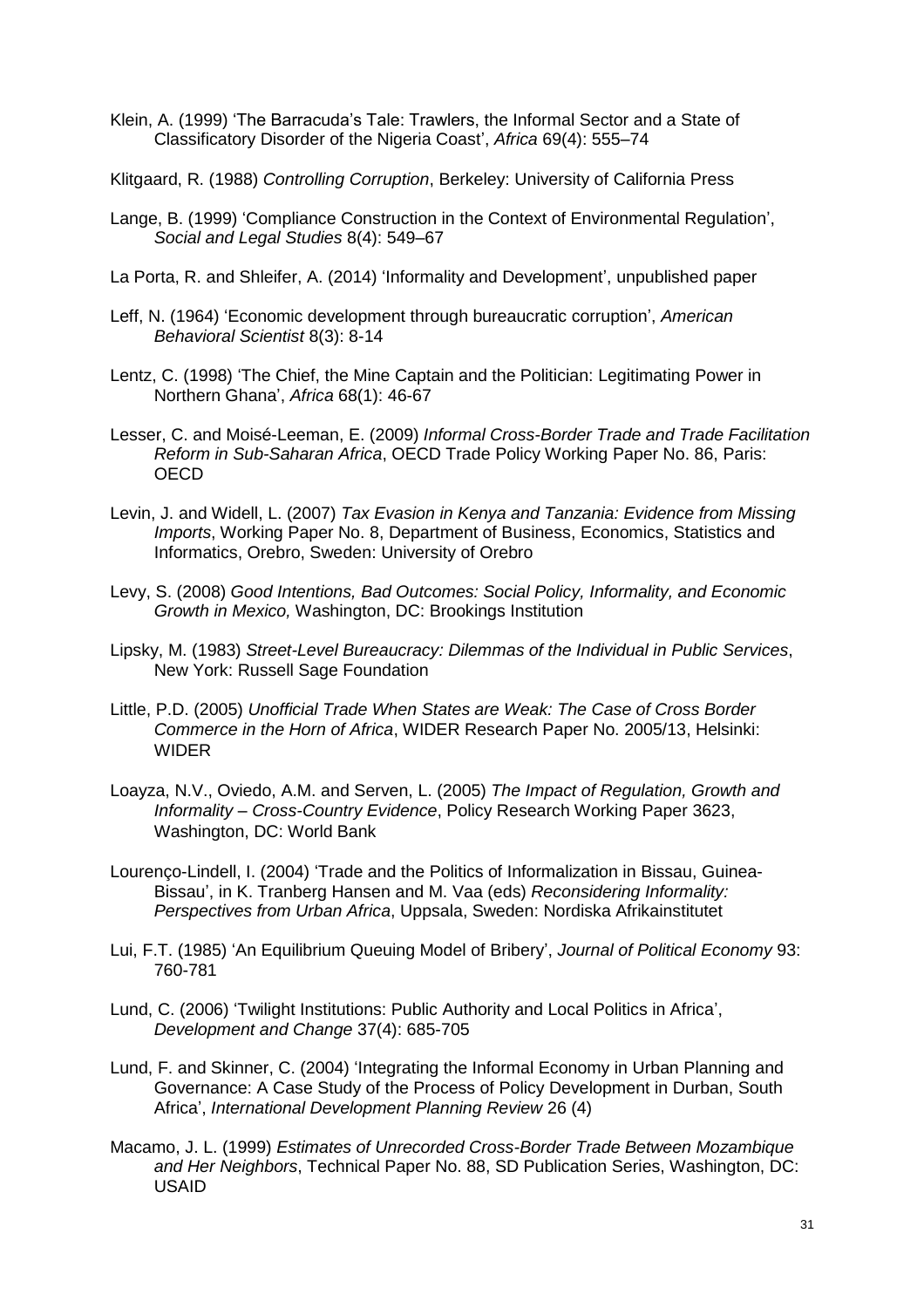Klein, A. (1999) 'The Barracuda's Tale: Trawlers, the Informal Sector and a State of Classificatory Disorder of the Nigeria Coast', *Africa* 69(4): 555–74

Klitgaard, R. (1988) *Controlling Corruption*, Berkeley: University of California Press

Lange, B. (1999) 'Compliance Construction in the Context of Environmental Regulation', *Social and Legal Studies* 8(4): 549–67

La Porta, R. and Shleifer, A. (2014) 'Informality and Development', unpublished paper

Leff, N. (1964) 'Economic development through bureaucratic corruption', *American Behavioral Scientist* 8(3): 8-14

Lentz, C. (1998) 'The Chief, the Mine Captain and the Politician: Legitimating Power in Northern Ghana', *Africa* 68(1): 46-67

Lesser, C. and Moisé-Leeman, E. (2009) *Informal Cross-Border Trade and Trade Facilitation Reform in Sub-Saharan Africa*, OECD Trade Policy Working Paper No. 86, Paris: OECD

Levin, J. and Widell, L. (2007) *Tax Evasion in Kenya and Tanzania: Evidence from Missing Imports*, Working Paper No. 8, Department of Business, Economics, Statistics and Informatics, Orebro, Sweden: University of Orebro

Levy, S. (2008) *Good Intentions, Bad Outcomes: Social Policy, Informality, and Economic Growth in Mexico,* Washington, DC: Brookings Institution

Lipsky, M. (1983) *Street-Level Bureaucracy: Dilemmas of the Individual in Public Services*, New York: Russell Sage Foundation

Little, P.D. (2005) *Unofficial Trade When States are Weak: The Case of Cross Border Commerce in the Horn of Africa*, WIDER Research Paper No. 2005/13, Helsinki: WIDER

Loayza, N.V., Oviedo, A.M. and Serven, L. (2005) *The Impact of Regulation, Growth and Informality – Cross-Country Evidence*, Policy Research Working Paper 3623, Washington, DC: World Bank

Lourenço-Lindell, I. (2004) 'Trade and the Politics of Informalization in Bissau, Guinea-Bissau', in K. Tranberg Hansen and M. Vaa (eds) *Reconsidering Informality: Perspectives from Urban Africa*, Uppsala, Sweden: Nordiska Afrikainstitutet

Lui, F.T. (1985) 'An Equilibrium Queuing Model of Bribery', *Journal of Political Economy* 93: 760-781

Lund, C. (2006) 'Twilight Institutions: Public Authority and Local Politics in Africa', *Development and Change* 37(4): 685-705

Lund, F. and Skinner, C. (2004) 'Integrating the Informal Economy in Urban Planning and Governance: A Case Study of the Process of Policy Development in Durban, South Africa', *International Development Planning Review* 26 (4)

Macamo, J. L. (1999) *Estimates of Unrecorded Cross-Border Trade Between Mozambique and Her Neighbors*, Technical Paper No. 88, SD Publication Series, Washington, DC: USAID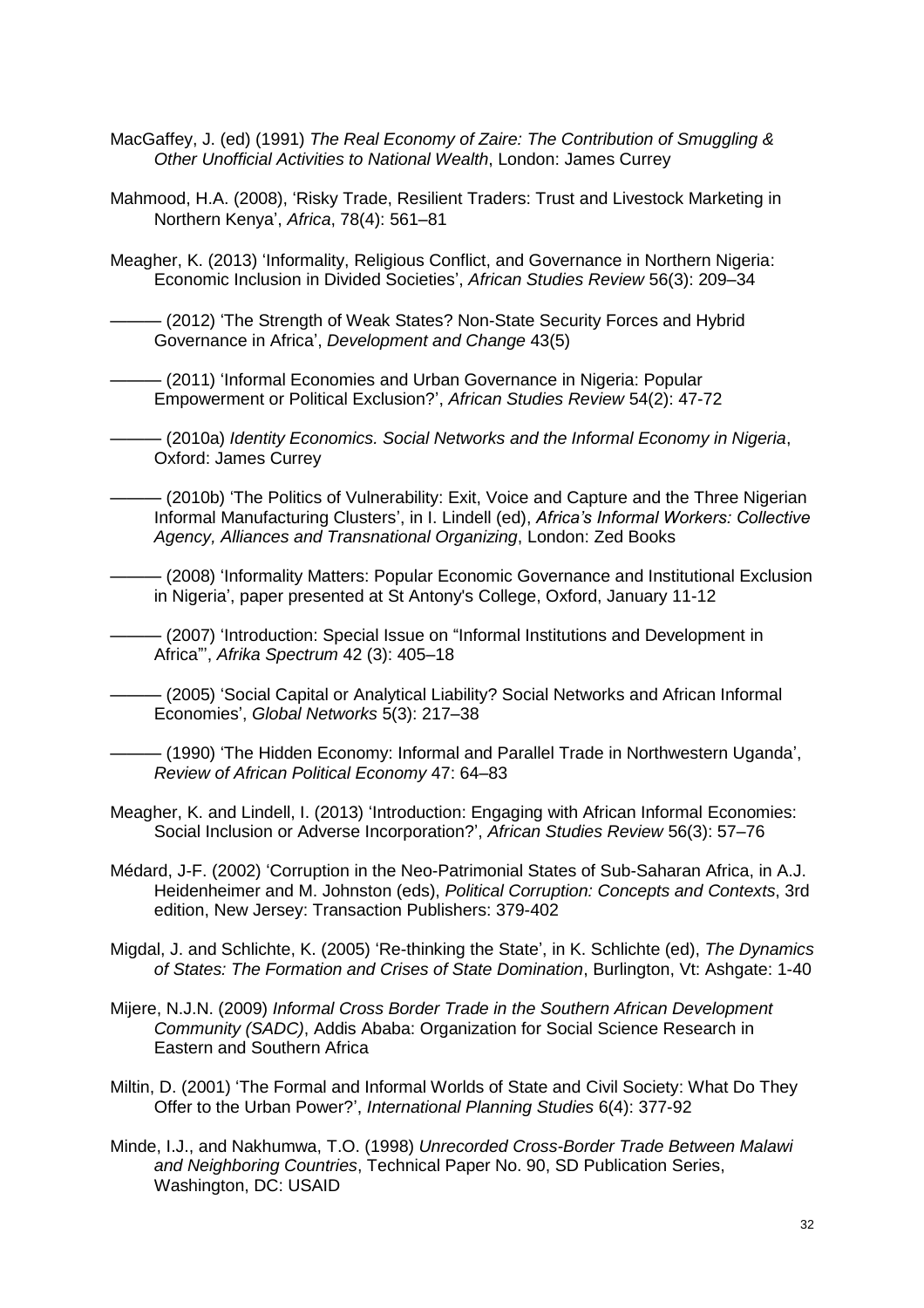MacGaffey, J. (ed) (1991) *The Real Economy of Zaire: The Contribution of Smuggling & Other Unofficial Activities to National Wealth*, London: James Currey

Mahmood, H.A. (2008), 'Risky Trade, Resilient Traders: Trust and Livestock Marketing in Northern Kenya', *Africa*, 78(4): 561–81

Meagher, K. (2013) 'Informality, Religious Conflict, and Governance in Northern Nigeria: Economic Inclusion in Divided Societies', *African Studies Review* 56(3): 209–34

——— (2012) 'The Strength of Weak States? Non-State Security Forces and Hybrid Governance in Africa', *Development and Change* 43(5)

——— (2011) 'Informal Economies and Urban Governance in Nigeria: Popular Empowerment or Political Exclusion?', *African Studies Review* 54(2): 47-72

——— (2010a) *Identity Economics. Social Networks and the Informal Economy in Nigeria*, Oxford: James Currey

——— (2010b) 'The Politics of Vulnerability: Exit, Voice and Capture and the Three Nigerian Informal Manufacturing Clusters', in I. Lindell (ed), *Africa's Informal Workers: Collective Agency, Alliances and Transnational Organizing*, London: Zed Books

——— (2008) 'Informality Matters: Popular Economic Governance and Institutional Exclusion in Nigeria', paper presented at St Antony's College, Oxford, January 11-12

——— (2007) 'Introduction: Special Issue on "Informal Institutions and Development in Africa"', *Afrika Spectrum* 42 (3): 405–18

——— (2005) 'Social Capital or Analytical Liability? Social Networks and African Informal Economies', *Global Networks* 5(3): 217–38

——— (1990) 'The Hidden Economy: Informal and Parallel Trade in Northwestern Uganda', *Review of African Political Economy* 47: 64–83

Meagher, K. and Lindell, I. (2013) 'Introduction: Engaging with African Informal Economies: Social Inclusion or Adverse Incorporation?', *African Studies Review* 56(3): 57–76

Médard, J-F. (2002) 'Corruption in the Neo-Patrimonial States of Sub-Saharan Africa, in A.J. Heidenheimer and M. Johnston (eds), *Political Corruption: Concepts and Contexts*, 3rd edition, New Jersey: Transaction Publishers: 379-402

Migdal, J. and Schlichte, K. (2005) 'Re-thinking the State', in K. Schlichte (ed), *The Dynamics of States: The Formation and Crises of State Domination*, Burlington, Vt: Ashgate: 1-40

Mijere, N.J.N. (2009) *Informal Cross Border Trade in the Southern African Development Community (SADC)*, Addis Ababa: Organization for Social Science Research in Eastern and Southern Africa

Miltin, D. (2001) 'The Formal and Informal Worlds of State and Civil Society: What Do They Offer to the Urban Power?', *International Planning Studies* 6(4): 377-92

Minde, I.J., and Nakhumwa, T.O. (1998) *Unrecorded Cross-Border Trade Between Malawi and Neighboring Countries*, Technical Paper No. 90, SD Publication Series, Washington, DC: USAID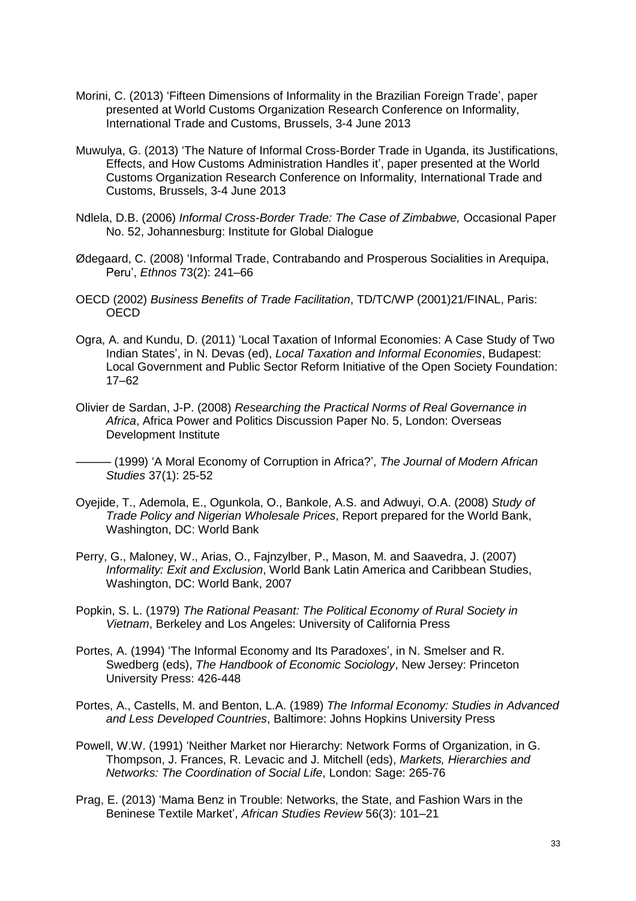Morini, C. (2013) 'Fifteen Dimensions of Informality in the Brazilian Foreign Trade', paper presented at World Customs Organization Research Conference on Informality, International Trade and Customs, Brussels, 3-4 June 2013

Muwulya, G. (2013) 'The Nature of Informal Cross-Border Trade in Uganda, its Justifications, Effects, and How Customs Administration Handles it', paper presented at the World Customs Organization Research Conference on Informality, International Trade and Customs, Brussels, 3-4 June 2013

Ndlela, D.B. (2006) *Informal Cross-Border Trade: The Case of Zimbabwe,* Occasional Paper No. 52, Johannesburg: Institute for Global Dialogue

Ødegaard, C. (2008) 'Informal Trade, Contrabando and Prosperous Socialities in Arequipa, Peru', *Ethnos* 73(2): 241–66

OECD (2002) *Business Benefits of Trade Facilitation*, TD/TC/WP (2001)21/FINAL, Paris: OECD

Ogra, A. and Kundu, D. (2011) 'Local Taxation of Informal Economies: A Case Study of Two Indian States', in N. Devas (ed), *Local Taxation and Informal Economies*, Budapest: Local Government and Public Sector Reform Initiative of the Open Society Foundation: 17–62

Olivier de Sardan, J-P. (2008) *Researching the Practical Norms of Real Governance in Africa*, Africa Power and Politics Discussion Paper No. 5, London: Overseas Development Institute

——— (1999) 'A Moral Economy of Corruption in Africa?', *The Journal of Modern African Studies* 37(1): 25-52

Oyejide, T., Ademola, E., Ogunkola, O., Bankole, A.S. and Adwuyi, O.A. (2008) *Study of Trade Policy and Nigerian Wholesale Prices*, Report prepared for the World Bank, Washington, DC: World Bank

Perry, G., Maloney, W., Arias, O., Fajnzylber, P., Mason, M. and Saavedra, J. (2007) *Informality: Exit and Exclusion*, World Bank Latin America and Caribbean Studies, Washington, DC: World Bank, 2007

Popkin, S. L. (1979) *The Rational Peasant: The Political Economy of Rural Society in Vietnam*, Berkeley and Los Angeles: University of California Press

Portes, A. (1994) 'The Informal Economy and Its Paradoxes', in N. Smelser and R. Swedberg (eds), *The Handbook of Economic Sociology*, New Jersey: Princeton University Press: 426-448

Portes, A., Castells, M. and Benton, L.A. (1989) *The Informal Economy: Studies in Advanced and Less Developed Countries*, Baltimore: Johns Hopkins University Press

Powell, W.W. (1991) 'Neither Market nor Hierarchy: Network Forms of Organization, in G. Thompson, J. Frances, R. Levacic and J. Mitchell (eds), *Markets, Hierarchies and Networks: The Coordination of Social Life*, London: Sage: 265-76

Prag, E. (2013) 'Mama Benz in Trouble: Networks, the State, and Fashion Wars in the Beninese Textile Market', *African Studies Review* 56(3): 101–21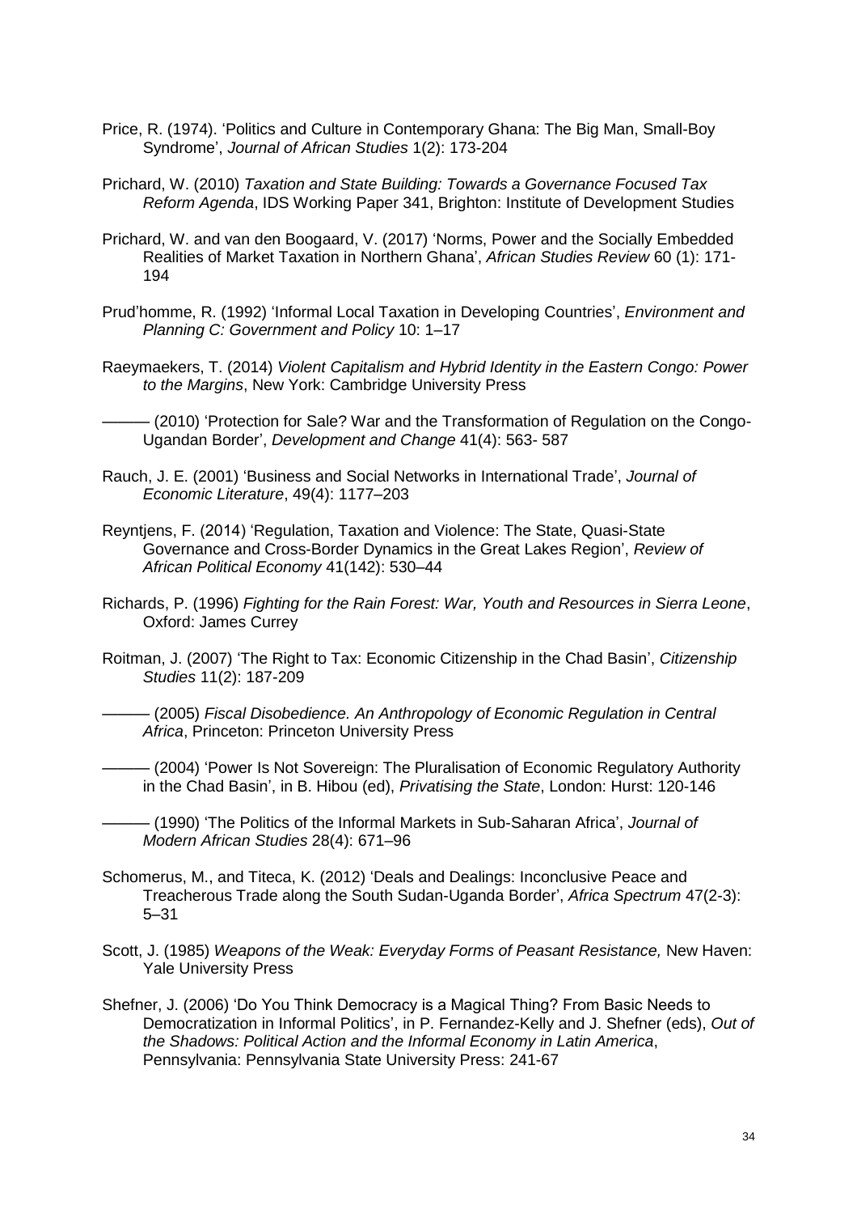Price, R. (1974). 'Politics and Culture in Contemporary Ghana: The Big Man, Small-Boy Syndrome', *Journal of African Studies* 1(2): 173-204

Prichard, W. (2010) *Taxation and State Building: Towards a Governance Focused Tax Reform Agenda*, IDS Working Paper 341, Brighton: Institute of Development Studies

Prichard, W. and van den Boogaard, V. (2017) 'Norms, Power and the Socially Embedded Realities of Market Taxation in Northern Ghana', *African Studies Review* 60 (1): 171-194

Prud'homme, R. (1992) 'Informal Local Taxation in Developing Countries', *Environment and Planning C: Government and Policy* 10: 1–17

Raeymaekers, T. (2014) *Violent Capitalism and Hybrid Identity in the Eastern Congo: Power to the Margins*, New York: Cambridge University Press

——— (2010) 'Protection for Sale? War and the Transformation of Regulation on the Congo-Ugandan Border', *Development and Change* 41(4): 563- 587

Rauch, J. E. (2001) 'Business and Social Networks in International Trade', *Journal of Economic Literature*, 49(4): 1177–203

Reyntjens, F. (2014) 'Regulation, Taxation and Violence: The State, Quasi-State Governance and Cross-Border Dynamics in the Great Lakes Region', *Review of African Political Economy* 41(142): 530–44

Richards, P. (1996) *Fighting for the Rain Forest: War, Youth and Resources in Sierra Leone*, Oxford: James Currey

Roitman, J. (2007) 'The Right to Tax: Economic Citizenship in the Chad Basin', *Citizenship Studies* 11(2): 187-209

——— (2005) *Fiscal Disobedience. An Anthropology of Economic Regulation in Central Africa*, Princeton: Princeton University Press

——— (2004) 'Power Is Not Sovereign: The Pluralisation of Economic Regulatory Authority in the Chad Basin', in B. Hibou (ed), *Privatising the State*, London: Hurst: 120-146

——— (1990) 'The Politics of the Informal Markets in Sub-Saharan Africa', *Journal of Modern African Studies* 28(4): 671–96

Schomerus, M., and Titeca, K. (2012) 'Deals and Dealings: Inconclusive Peace and Treacherous Trade along the South Sudan-Uganda Border', *Africa Spectrum* 47(2-3): 5–31

Scott, J. (1985) *Weapons of the Weak: Everyday Forms of Peasant Resistance,* New Haven: Yale University Press

Shefner, J. (2006) 'Do You Think Democracy is a Magical Thing? From Basic Needs to Democratization in Informal Politics', in P. Fernandez-Kelly and J. Shefner (eds), *Out of the Shadows: Political Action and the Informal Economy in Latin America*, Pennsylvania: Pennsylvania State University Press: 241-67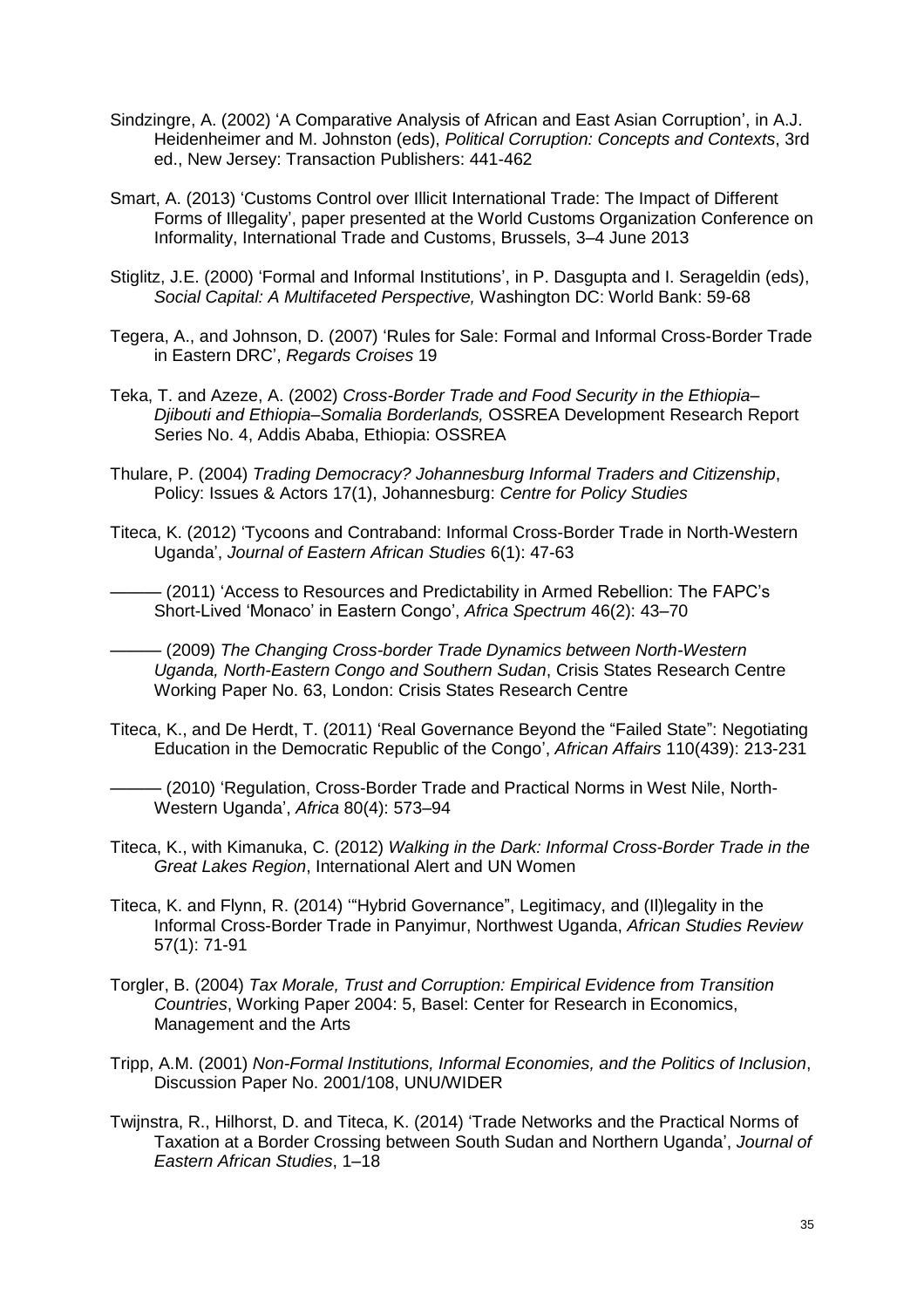Sindzingre, A. (2002) 'A Comparative Analysis of African and East Asian Corruption', in A.J. Heidenheimer and M. Johnston (eds), *Political Corruption: Concepts and Contexts*, 3rd ed., New Jersey: Transaction Publishers: 441-462

Smart, A. (2013) 'Customs Control over Illicit International Trade: The Impact of Different Forms of Illegality', paper presented at the World Customs Organization Conference on Informality, International Trade and Customs, Brussels, 3–4 June 2013

Stiglitz, J.E. (2000) 'Formal and Informal Institutions', in P. Dasgupta and I. Serageldin (eds), *Social Capital: A Multifaceted Perspective,* Washington DC: World Bank: 59-68

Tegera, A., and Johnson, D. (2007) 'Rules for Sale: Formal and Informal Cross-Border Trade in Eastern DRC', *Regards Croises* 19

Teka, T. and Azeze, A. (2002) *Cross-Border Trade and Food Security in the Ethiopia–Djibouti and Ethiopia–Somalia Borderlands,* OSSREA Development Research Report Series No. 4, Addis Ababa, Ethiopia: OSSREA

Thulare, P. (2004) *Trading Democracy? Johannesburg Informal Traders and Citizenship*, Policy: Issues & Actors 17(1), Johannesburg: *Centre for Policy Studies*

Titeca, K. (2012) 'Tycoons and Contraband: Informal Cross-Border Trade in North-Western Uganda', *Journal of Eastern African Studies* 6(1): 47-63

——— (2011) 'Access to Resources and Predictability in Armed Rebellion: The FAPC's Short-Lived 'Monaco' in Eastern Congo', *Africa Spectrum* 46(2): 43–70

——— (2009) *The Changing Cross-border Trade Dynamics between North-Western Uganda, North-Eastern Congo and Southern Sudan*, Crisis States Research Centre Working Paper No. 63, London: Crisis States Research Centre

Titeca, K., and De Herdt, T. (2011) 'Real Governance Beyond the "Failed State": Negotiating Education in the Democratic Republic of the Congo', *African Affairs* 110(439): 213-231

——— (2010) 'Regulation, Cross-Border Trade and Practical Norms in West Nile, North-Western Uganda', *Africa* 80(4): 573–94

Titeca, K., with Kimanuka, C. (2012) *Walking in the Dark: Informal Cross-Border Trade in the Great Lakes Region*, International Alert and UN Women

Titeca, K. and Flynn, R. (2014) '"Hybrid Governance", Legitimacy, and (Il)legality in the Informal Cross-Border Trade in Panyimur, Northwest Uganda, *African Studies Review* 57(1): 71-91

Torgler, B. (2004) *Tax Morale, Trust and Corruption: Empirical Evidence from Transition Countries*, Working Paper 2004: 5, Basel: Center for Research in Economics, Management and the Arts

Tripp, A.M. (2001) *Non-Formal Institutions, Informal Economies, and the Politics of Inclusion*, Discussion Paper No. 2001/108, UNU/WIDER

Twijnstra, R., Hilhorst, D. and Titeca, K. (2014) 'Trade Networks and the Practical Norms of Taxation at a Border Crossing between South Sudan and Northern Uganda', *Journal of Eastern African Studies*, 1–18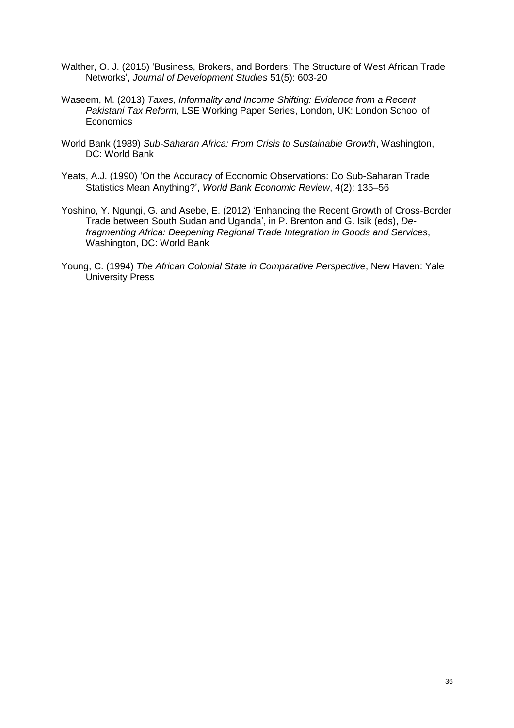Walther, O. J. (2015) 'Business, Brokers, and Borders: The Structure of West African Trade Networks', *Journal of Development Studies* 51(5): 603-20

Waseem, M. (2013) *Taxes, Informality and Income Shifting: Evidence from a Recent Pakistani Tax Reform*, LSE Working Paper Series, London, UK: London School of Economics

World Bank (1989) *Sub-Saharan Africa: From Crisis to Sustainable Growth*, Washington, DC: World Bank

Yeats, A.J. (1990) 'On the Accuracy of Economic Observations: Do Sub-Saharan Trade Statistics Mean Anything?', *World Bank Economic Review*, 4(2): 135–56

Yoshino, Y. Ngungi, G. and Asebe, E. (2012) 'Enhancing the Recent Growth of Cross-Border Trade between South Sudan and Uganda', in P. Brenton and G. Isik (eds), *De-fragmenting Africa: Deepening Regional Trade Integration in Goods and Services*, Washington, DC: World Bank

Young, C. (1994) *The African Colonial State in Comparative Perspective*, New Haven: Yale University Press